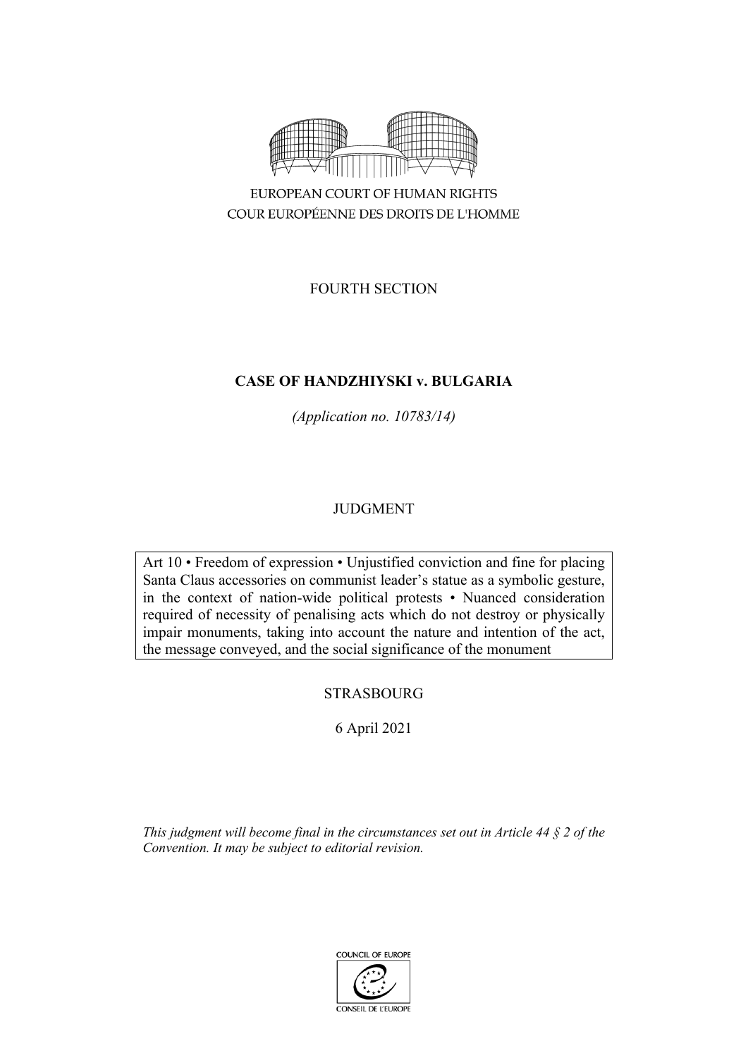EUROPEAN COURT OF HUMAN RIGHTS
COUR EUROPÉENNE DES DROITS DE L'HOMME

FOURTH SECTION

# CASE OF HANDZHIYSKI v. BULGARIA

*(Application no. 10783/14)*

JUDGMENT

Art 10 • Freedom of expression • Unjustified conviction and fine for placing Santa Claus accessories on communist leader's statue as a symbolic gesture, in the context of nation-wide political protests • Nuanced consideration required of necessity of penalising acts which do not destroy or physically impair monuments, taking into account the nature and intention of the act, the message conveyed, and the social significance of the monument

STRASBOURG

6 April 2021

*This judgment will become final in the circumstances set out in Article 44 § 2 of the Convention. It may be subject to editorial revision.*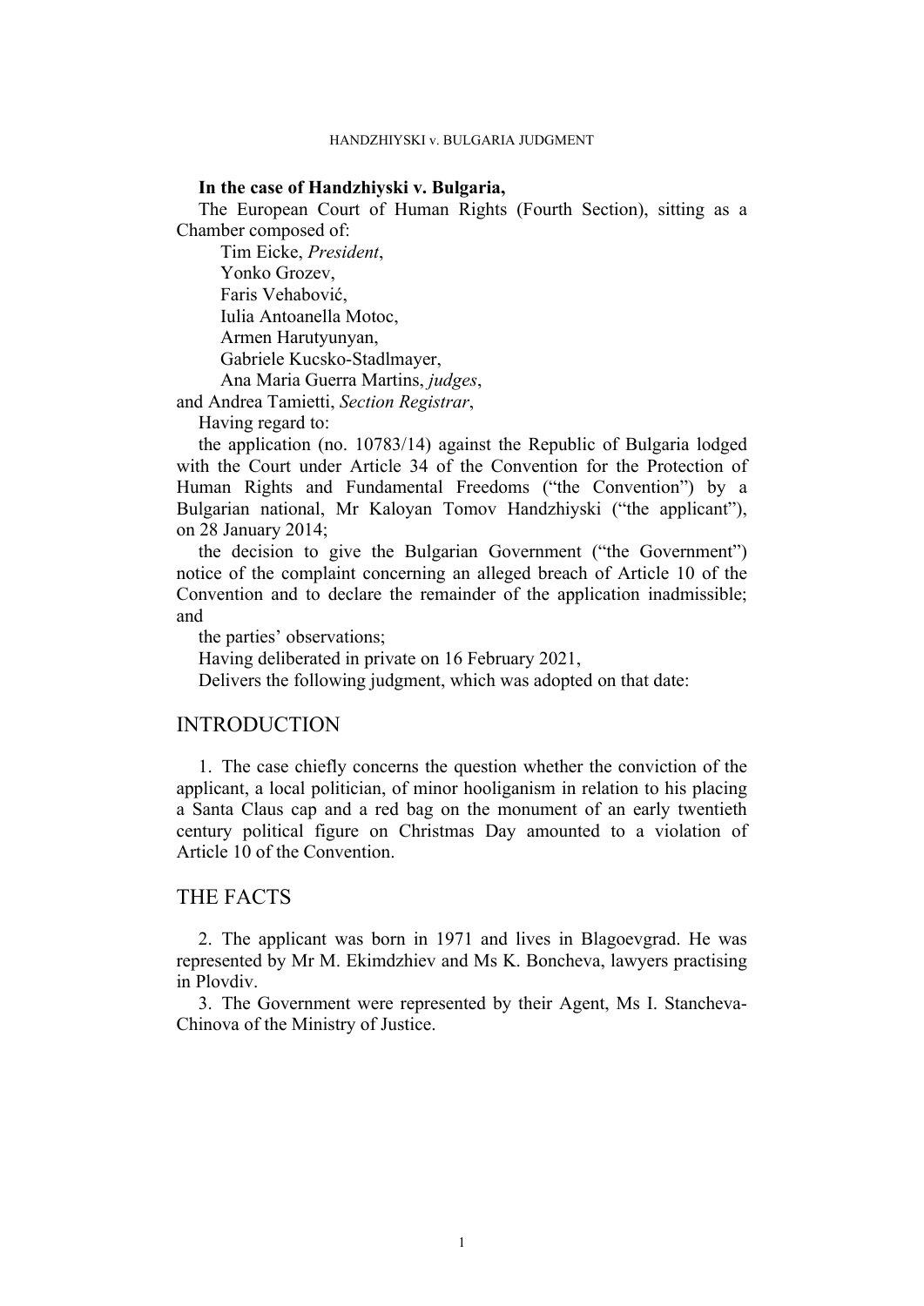**In the case of Handzhiyski v. Bulgaria,**

The European Court of Human Rights (Fourth Section), sitting as a Chamber composed of:

Tim Eicke, *President*,
Yonko Grozev,
Faris Vehabović,
Iulia Antoanella Motoc,
Armen Harutyunyan,
Gabriele Kucsko-Stadlmayer,
Ana Maria Guerra Martins, *judges*,

and Andrea Tamietti, *Section Registrar*,

Having regard to:

the application (no. 10783/14) against the Republic of Bulgaria lodged with the Court under Article 34 of the Convention for the Protection of Human Rights and Fundamental Freedoms ("the Convention") by a Bulgarian national, Mr Kaloyan Tomov Handzhiyski ("the applicant"), on 28 January 2014;

the decision to give the Bulgarian Government ("the Government") notice of the complaint concerning an alleged breach of Article 10 of the Convention and to declare the remainder of the application inadmissible; and

the parties' observations;

Having deliberated in private on 16 February 2021,

Delivers the following judgment, which was adopted on that date:

# INTRODUCTION

1. The case chiefly concerns the question whether the conviction of the applicant, a local politician, of minor hooliganism in relation to his placing a Santa Claus cap and a red bag on the monument of an early twentieth century political figure on Christmas Day amounted to a violation of Article 10 of the Convention.

# THE FACTS

2. The applicant was born in 1971 and lives in Blagoevgrad. He was represented by Mr M. Ekimdzhiev and Ms K. Boncheva, lawyers practising in Plovdiv.

3. The Government were represented by their Agent, Ms I. Stancheva-Chinova of the Ministry of Justice.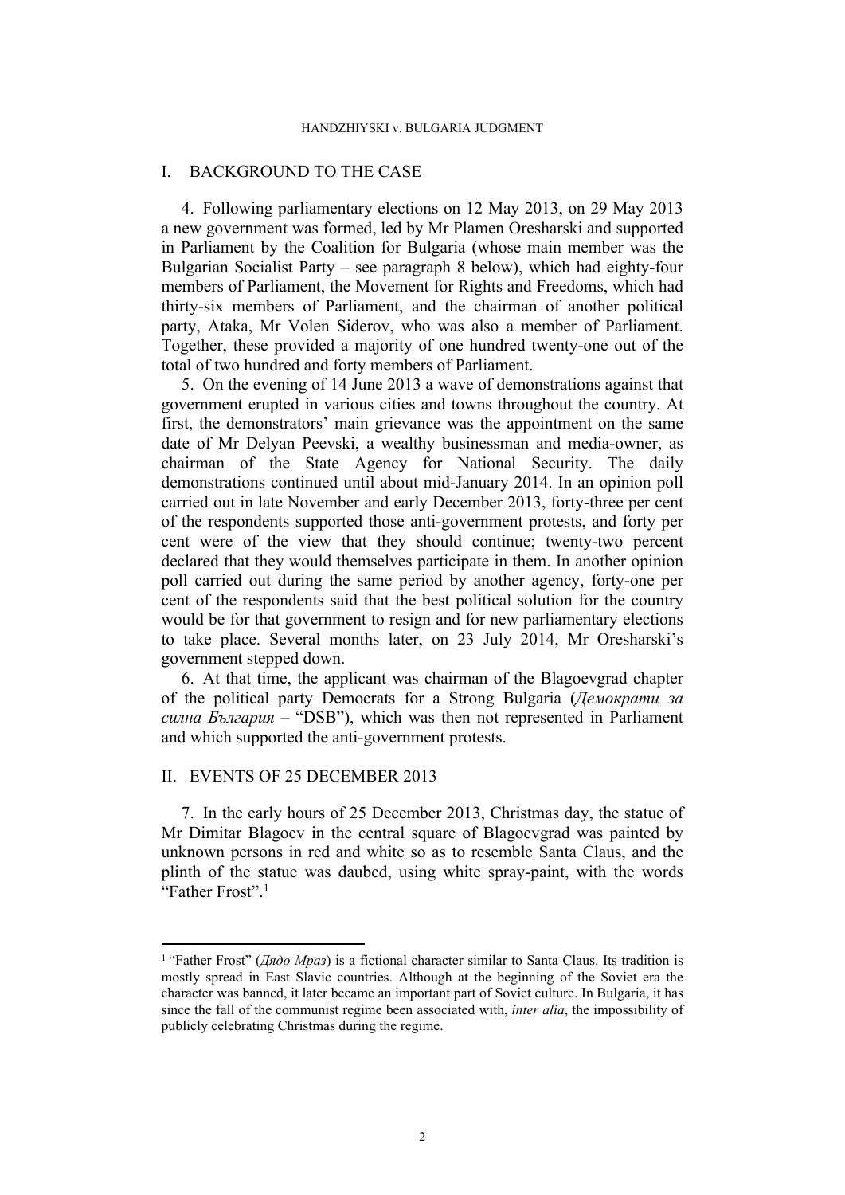## I. BACKGROUND TO THE CASE

4. Following parliamentary elections on 12 May 2013, on 29 May 2013 a new government was formed, led by Mr Plamen Oresharski and supported in Parliament by the Coalition for Bulgaria (whose main member was the Bulgarian Socialist Party – see paragraph 8 below), which had eighty-four members of Parliament, the Movement for Rights and Freedoms, which had thirty-six members of Parliament, and the chairman of another political party, Ataka, Mr Volen Siderov, who was also a member of Parliament. Together, these provided a majority of one hundred twenty-one out of the total of two hundred and forty members of Parliament.

5. On the evening of 14 June 2013 a wave of demonstrations against that government erupted in various cities and towns throughout the country. At first, the demonstrators' main grievance was the appointment on the same date of Mr Delyan Peevski, a wealthy businessman and media-owner, as chairman of the State Agency for National Security. The daily demonstrations continued until about mid-January 2014. In an opinion poll carried out in late November and early December 2013, forty-three per cent of the respondents supported those anti-government protests, and forty per cent were of the view that they should continue; twenty-two percent declared that they would themselves participate in them. In another opinion poll carried out during the same period by another agency, forty-one per cent of the respondents said that the best political solution for the country would be for that government to resign and for new parliamentary elections to take place. Several months later, on 23 July 2014, Mr Oresharski's government stepped down.

6. At that time, the applicant was chairman of the Blagoevgrad chapter of the political party Democrats for a Strong Bulgaria (*Демократи за силна България* – "DSB"), which was then not represented in Parliament and which supported the anti-government protests.

## II. EVENTS OF 25 DECEMBER 2013

7. In the early hours of 25 December 2013, Christmas day, the statue of Mr Dimitar Blagoev in the central square of Blagoevgrad was painted by unknown persons in red and white so as to resemble Santa Claus, and the plinth of the statue was daubed, using white spray-paint, with the words "Father Frost".[1]

---

[1] "Father Frost" (*Дядо Мраз*) is a fictional character similar to Santa Claus. Its tradition is mostly spread in East Slavic countries. Although at the beginning of the Soviet era the character was banned, it later became an important part of Soviet culture. In Bulgaria, it has since the fall of the communist regime been associated with, *inter alia*, the impossibility of publicly celebrating Christmas during the regime.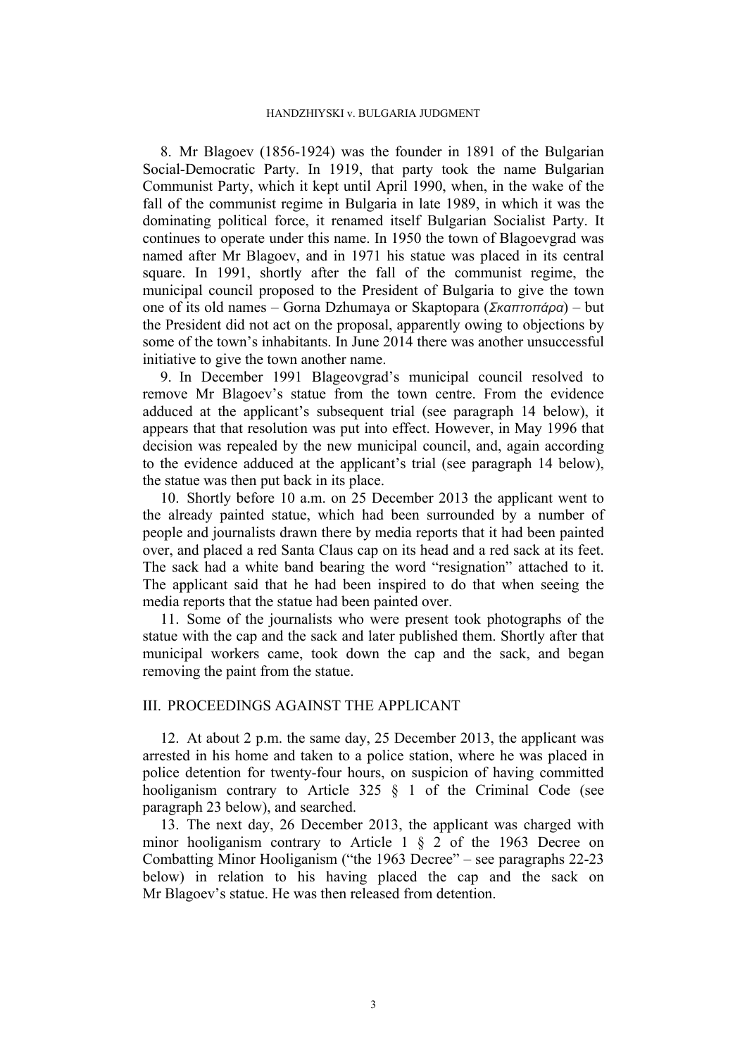8. Mr Blagoev (1856-1924) was the founder in 1891 of the Bulgarian Social-Democratic Party. In 1919, that party took the name Bulgarian Communist Party, which it kept until April 1990, when, in the wake of the fall of the communist regime in Bulgaria in late 1989, in which it was the dominating political force, it renamed itself Bulgarian Socialist Party. It continues to operate under this name. In 1950 the town of Blagoevgrad was named after Mr Blagoev, and in 1971 his statue was placed in its central square. In 1991, shortly after the fall of the communist regime, the municipal council proposed to the President of Bulgaria to give the town one of its old names – Gorna Dzhumaya or Skaptopara (*Σκαπτοπάρα*) – but the President did not act on the proposal, apparently owing to objections by some of the town's inhabitants. In June 2014 there was another unsuccessful initiative to give the town another name.

9. In December 1991 Blageovgrad's municipal council resolved to remove Mr Blagoev's statue from the town centre. From the evidence adduced at the applicant's subsequent trial (see paragraph 14 below), it appears that that resolution was put into effect. However, in May 1996 that decision was repealed by the new municipal council, and, again according to the evidence adduced at the applicant's trial (see paragraph 14 below), the statue was then put back in its place.

10. Shortly before 10 a.m. on 25 December 2013 the applicant went to the already painted statue, which had been surrounded by a number of people and journalists drawn there by media reports that it had been painted over, and placed a red Santa Claus cap on its head and a red sack at its feet. The sack had a white band bearing the word "resignation" attached to it. The applicant said that he had been inspired to do that when seeing the media reports that the statue had been painted over.

11. Some of the journalists who were present took photographs of the statue with the cap and the sack and later published them. Shortly after that municipal workers came, took down the cap and the sack, and began removing the paint from the statue.

## III. PROCEEDINGS AGAINST THE APPLICANT

12. At about 2 p.m. the same day, 25 December 2013, the applicant was arrested in his home and taken to a police station, where he was placed in police detention for twenty-four hours, on suspicion of having committed hooliganism contrary to Article 325 § 1 of the Criminal Code (see paragraph 23 below), and searched.

13. The next day, 26 December 2013, the applicant was charged with minor hooliganism contrary to Article 1 § 2 of the 1963 Decree on Combatting Minor Hooliganism ("the 1963 Decree" – see paragraphs 22-23 below) in relation to his having placed the cap and the sack on Mr Blagoev's statue. He was then released from detention.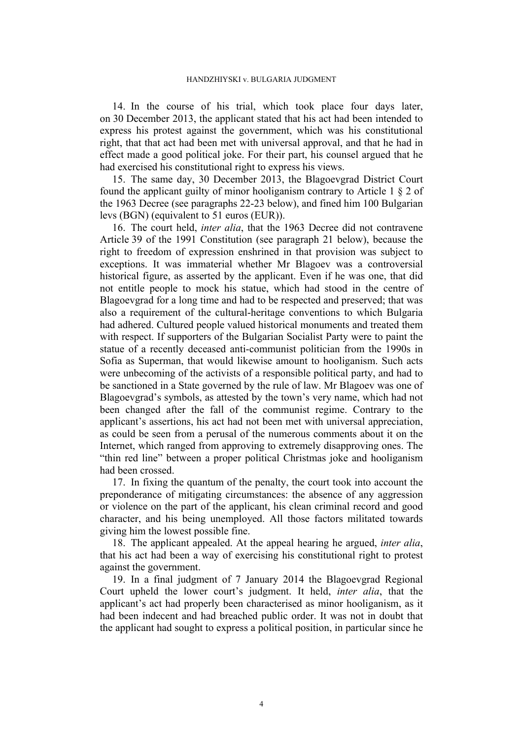14. In the course of his trial, which took place four days later, on 30 December 2013, the applicant stated that his act had been intended to express his protest against the government, which was his constitutional right, that that act had been met with universal approval, and that he had in effect made a good political joke. For their part, his counsel argued that he had exercised his constitutional right to express his views.

15. The same day, 30 December 2013, the Blagoevgrad District Court found the applicant guilty of minor hooliganism contrary to Article 1 § 2 of the 1963 Decree (see paragraphs 22-23 below), and fined him 100 Bulgarian levs (BGN) (equivalent to 51 euros (EUR)).

16. The court held, *inter alia*, that the 1963 Decree did not contravene Article 39 of the 1991 Constitution (see paragraph 21 below), because the right to freedom of expression enshrined in that provision was subject to exceptions. It was immaterial whether Mr Blagoev was a controversial historical figure, as asserted by the applicant. Even if he was one, that did not entitle people to mock his statue, which had stood in the centre of Blagoevgrad for a long time and had to be respected and preserved; that was also a requirement of the cultural-heritage conventions to which Bulgaria had adhered. Cultured people valued historical monuments and treated them with respect. If supporters of the Bulgarian Socialist Party were to paint the statue of a recently deceased anti-communist politician from the 1990s in Sofia as Superman, that would likewise amount to hooliganism. Such acts were unbecoming of the activists of a responsible political party, and had to be sanctioned in a State governed by the rule of law. Mr Blagoev was one of Blagoevgrad's symbols, as attested by the town's very name, which had not been changed after the fall of the communist regime. Contrary to the applicant's assertions, his act had not been met with universal appreciation, as could be seen from a perusal of the numerous comments about it on the Internet, which ranged from approving to extremely disapproving ones. The "thin red line" between a proper political Christmas joke and hooliganism had been crossed.

17. In fixing the quantum of the penalty, the court took into account the preponderance of mitigating circumstances: the absence of any aggression or violence on the part of the applicant, his clean criminal record and good character, and his being unemployed. All those factors militated towards giving him the lowest possible fine.

18. The applicant appealed. At the appeal hearing he argued, *inter alia*, that his act had been a way of exercising his constitutional right to protest against the government.

19. In a final judgment of 7 January 2014 the Blagoevgrad Regional Court upheld the lower court's judgment. It held, *inter alia*, that the applicant's act had properly been characterised as minor hooliganism, as it had been indecent and had breached public order. It was not in doubt that the applicant had sought to express a political position, in particular since he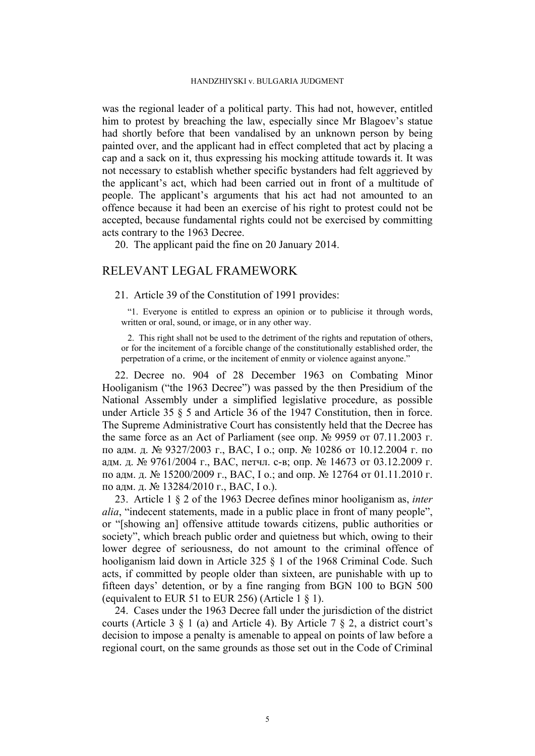was the regional leader of a political party. This had not, however, entitled him to protest by breaching the law, especially since Mr Blagoev's statue had shortly before that been vandalised by an unknown person by being painted over, and the applicant had in effect completed that act by placing a cap and a sack on it, thus expressing his mocking attitude towards it. It was not necessary to establish whether specific bystanders had felt aggrieved by the applicant's act, which had been carried out in front of a multitude of people. The applicant's arguments that his act had not amounted to an offence because it had been an exercise of his right to protest could not be accepted, because fundamental rights could not be exercised by committing acts contrary to the 1963 Decree.

20. The applicant paid the fine on 20 January 2014.

## RELEVANT LEGAL FRAMEWORK

21. Article 39 of the Constitution of 1991 provides:

> "1. Everyone is entitled to express an opinion or to publicise it through words, written or oral, sound, or image, or in any other way.
>
> 2. This right shall not be used to the detriment of the rights and reputation of others, or for the incitement of a forcible change of the constitutionally established order, the perpetration of a crime, or the incitement of enmity or violence against anyone."

22. Decree no. 904 of 28 December 1963 on Combating Minor Hooliganism ("the 1963 Decree") was passed by the then Presidium of the National Assembly under a simplified legislative procedure, as possible under Article 35 § 5 and Article 36 of the 1947 Constitution, then in force. The Supreme Administrative Court has consistently held that the Decree has the same force as an Act of Parliament (see опр. № 9959 от 07.11.2003 г. по адм. д. № 9327/2003 г., ВАС, I о.; опр. № 10286 от 10.12.2004 г. по адм. д. № 9761/2004 г., ВАС, петчл. с-в; опр. № 14673 от 03.12.2009 г. по адм. д. № 15200/2009 г., ВАС, I о.; and опр. № 12764 от 01.11.2010 г. по адм. д. № 13284/2010 г., ВАС, I о.).

23. Article 1 § 2 of the 1963 Decree defines minor hooliganism as, *inter alia*, "indecent statements, made in a public place in front of many people", or "[showing an] offensive attitude towards citizens, public authorities or society", which breach public order and quietness but which, owing to their lower degree of seriousness, do not amount to the criminal offence of hooliganism laid down in Article 325 § 1 of the 1968 Criminal Code. Such acts, if committed by people older than sixteen, are punishable with up to fifteen days' detention, or by a fine ranging from BGN 100 to BGN 500 (equivalent to EUR 51 to EUR 256) (Article 1 § 1).

24. Cases under the 1963 Decree fall under the jurisdiction of the district courts (Article 3 § 1 (a) and Article 4). By Article 7 § 2, a district court's decision to impose a penalty is amenable to appeal on points of law before a regional court, on the same grounds as those set out in the Code of Criminal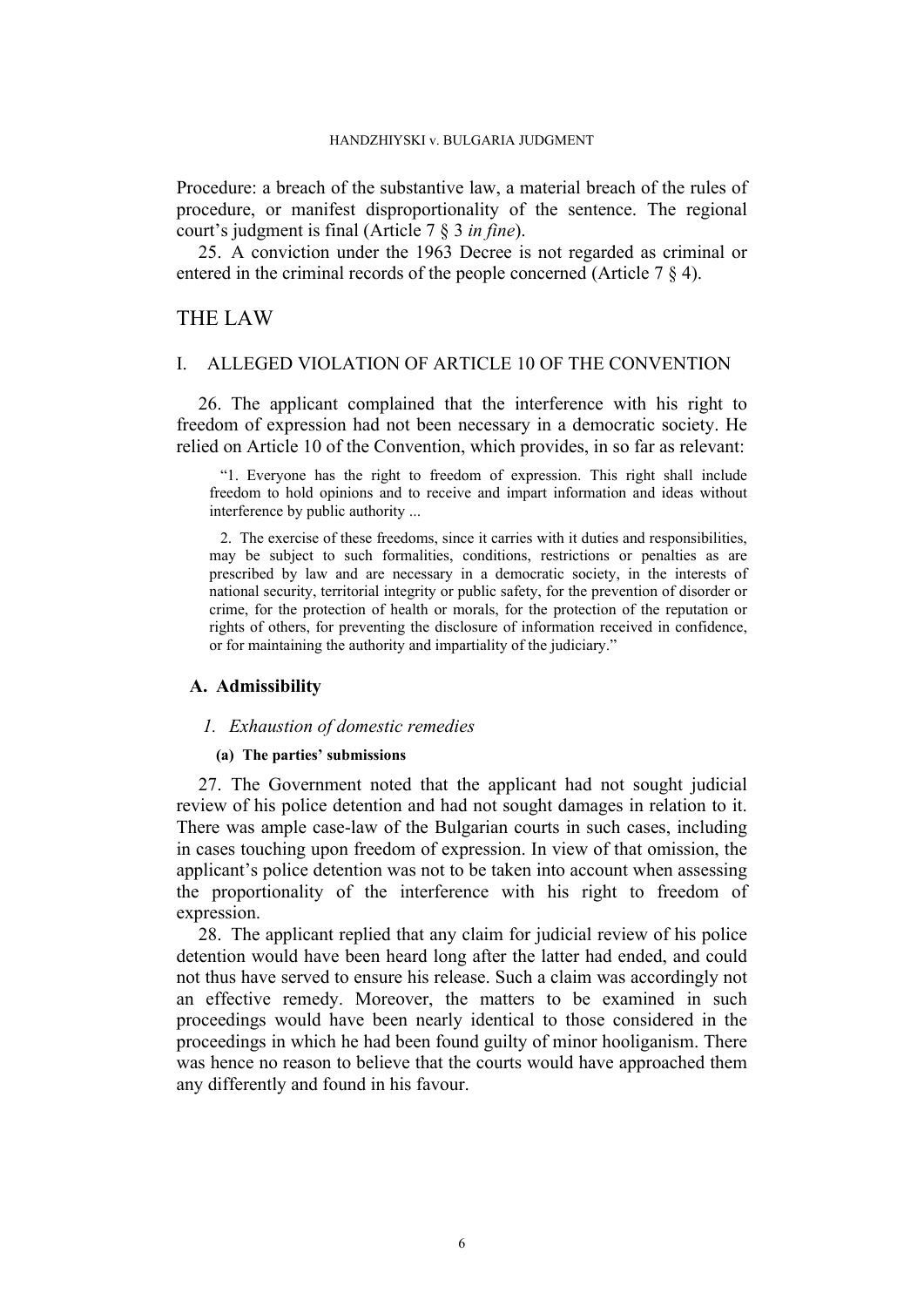Procedure: a breach of the substantive law, a material breach of the rules of procedure, or manifest disproportionality of the sentence. The regional court's judgment is final (Article 7 § 3 *in fine*).

25. A conviction under the 1963 Decree is not regarded as criminal or entered in the criminal records of the people concerned (Article 7 § 4).

# THE LAW

## I. ALLEGED VIOLATION OF ARTICLE 10 OF THE CONVENTION

26. The applicant complained that the interference with his right to freedom of expression had not been necessary in a democratic society. He relied on Article 10 of the Convention, which provides, in so far as relevant:

> "1. Everyone has the right to freedom of expression. This right shall include freedom to hold opinions and to receive and impart information and ideas without interference by public authority ...
>
> 2. The exercise of these freedoms, since it carries with it duties and responsibilities, may be subject to such formalities, conditions, restrictions or penalties as are prescribed by law and are necessary in a democratic society, in the interests of national security, territorial integrity or public safety, for the prevention of disorder or crime, for the protection of health or morals, for the protection of the reputation or rights of others, for preventing the disclosure of information received in confidence, or for maintaining the authority and impartiality of the judiciary."

### A. Admissibility

#### *1. Exhaustion of domestic remedies*

##### (a) The parties' submissions

27. The Government noted that the applicant had not sought judicial review of his police detention and had not sought damages in relation to it. There was ample case-law of the Bulgarian courts in such cases, including in cases touching upon freedom of expression. In view of that omission, the applicant's police detention was not to be taken into account when assessing the proportionality of the interference with his right to freedom of expression.

28. The applicant replied that any claim for judicial review of his police detention would have been heard long after the latter had ended, and could not thus have served to ensure his release. Such a claim was accordingly not an effective remedy. Moreover, the matters to be examined in such proceedings would have been nearly identical to those considered in the proceedings in which he had been found guilty of minor hooliganism. There was hence no reason to believe that the courts would have approached them any differently and found in his favour.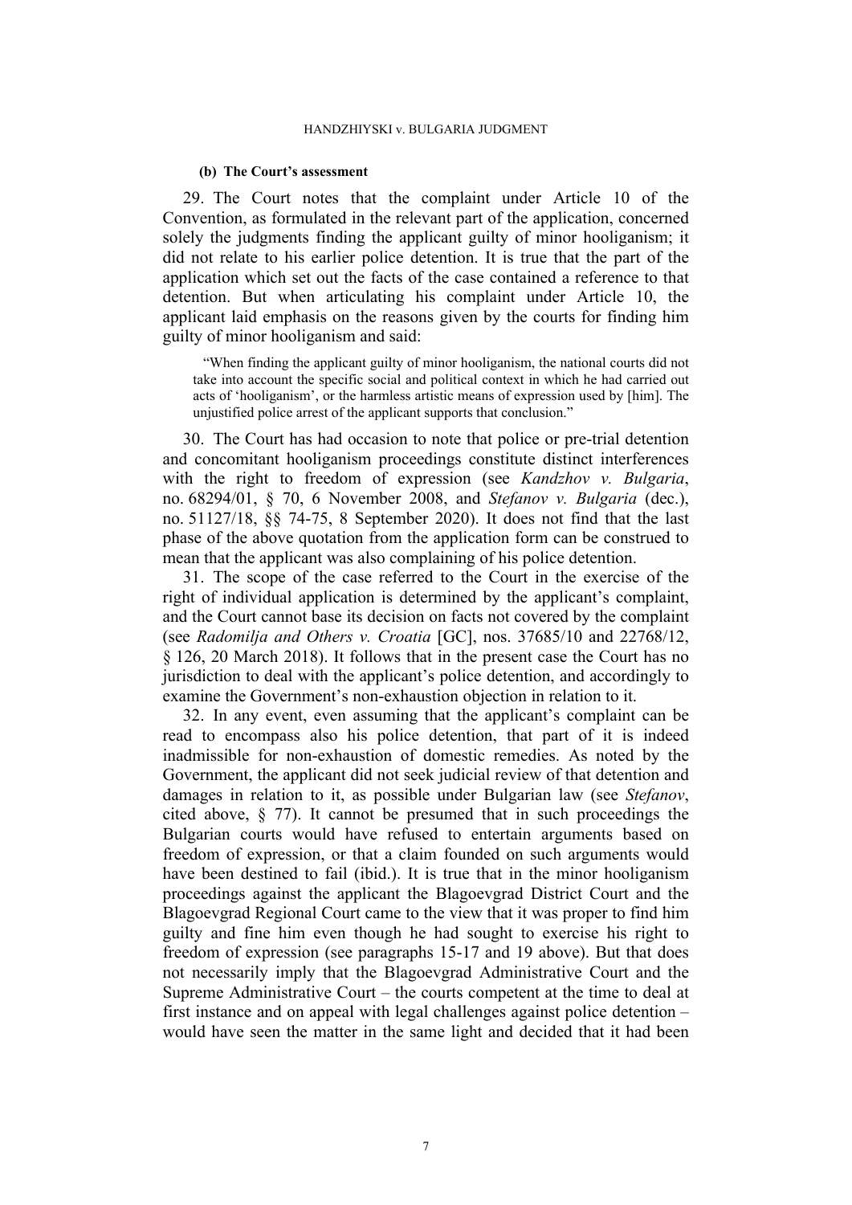#### (b) The Court's assessment

29. The Court notes that the complaint under Article 10 of the Convention, as formulated in the relevant part of the application, concerned solely the judgments finding the applicant guilty of minor hooliganism; it did not relate to his earlier police detention. It is true that the part of the application which set out the facts of the case contained a reference to that detention. But when articulating his complaint under Article 10, the applicant laid emphasis on the reasons given by the courts for finding him guilty of minor hooliganism and said:

> "When finding the applicant guilty of minor hooliganism, the national courts did not take into account the specific social and political context in which he had carried out acts of 'hooliganism', or the harmless artistic means of expression used by [him]. The unjustified police arrest of the applicant supports that conclusion."

30. The Court has had occasion to note that police or pre-trial detention and concomitant hooliganism proceedings constitute distinct interferences with the right to freedom of expression (see *Kandzhov v. Bulgaria*, no. 68294/01, § 70, 6 November 2008, and *Stefanov v. Bulgaria* (dec.), no. 51127/18, §§ 74-75, 8 September 2020). It does not find that the last phase of the above quotation from the application form can be construed to mean that the applicant was also complaining of his police detention.

31. The scope of the case referred to the Court in the exercise of the right of individual application is determined by the applicant's complaint, and the Court cannot base its decision on facts not covered by the complaint (see *Radomilja and Others v. Croatia* [GC], nos. 37685/10 and 22768/12, § 126, 20 March 2018). It follows that in the present case the Court has no jurisdiction to deal with the applicant's police detention, and accordingly to examine the Government's non-exhaustion objection in relation to it.

32. In any event, even assuming that the applicant's complaint can be read to encompass also his police detention, that part of it is indeed inadmissible for non-exhaustion of domestic remedies. As noted by the Government, the applicant did not seek judicial review of that detention and damages in relation to it, as possible under Bulgarian law (see *Stefanov*, cited above, § 77). It cannot be presumed that in such proceedings the Bulgarian courts would have refused to entertain arguments based on freedom of expression, or that a claim founded on such arguments would have been destined to fail (ibid.). It is true that in the minor hooliganism proceedings against the applicant the Blagoevgrad District Court and the Blagoevgrad Regional Court came to the view that it was proper to find him guilty and fine him even though he had sought to exercise his right to freedom of expression (see paragraphs 15-17 and 19 above). But that does not necessarily imply that the Blagoevgrad Administrative Court and the Supreme Administrative Court – the courts competent at the time to deal at first instance and on appeal with legal challenges against police detention – would have seen the matter in the same light and decided that it had been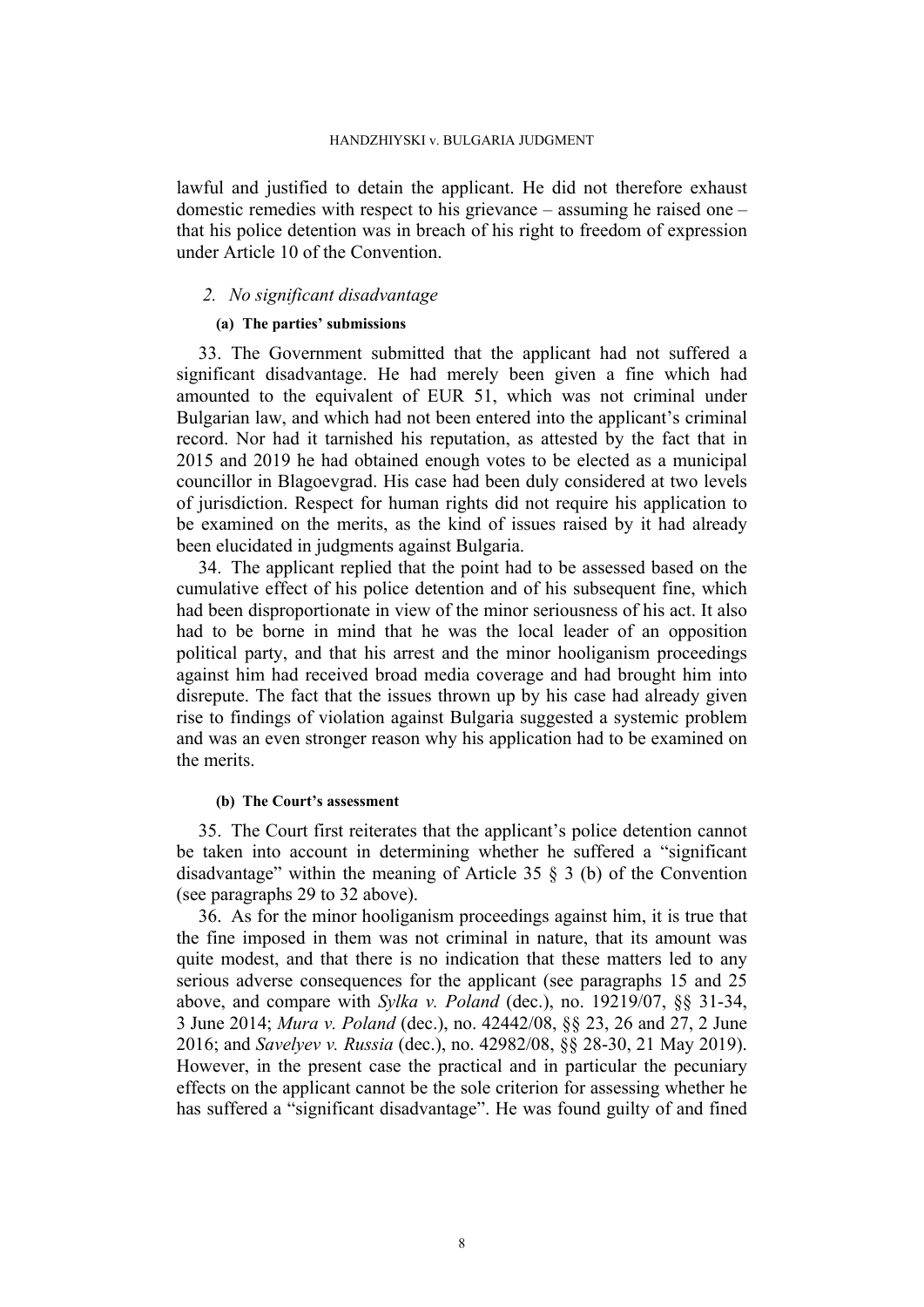lawful and justified to detain the applicant. He did not therefore exhaust domestic remedies with respect to his grievance – assuming he raised one – that his police detention was in breach of his right to freedom of expression under Article 10 of the Convention.

### *2. No significant disadvantage*

#### **(a) The parties' submissions**

33. The Government submitted that the applicant had not suffered a significant disadvantage. He had merely been given a fine which had amounted to the equivalent of EUR 51, which was not criminal under Bulgarian law, and which had not been entered into the applicant's criminal record. Nor had it tarnished his reputation, as attested by the fact that in 2015 and 2019 he had obtained enough votes to be elected as a municipal councillor in Blagoevgrad. His case had been duly considered at two levels of jurisdiction. Respect for human rights did not require his application to be examined on the merits, as the kind of issues raised by it had already been elucidated in judgments against Bulgaria.

34. The applicant replied that the point had to be assessed based on the cumulative effect of his police detention and of his subsequent fine, which had been disproportionate in view of the minor seriousness of his act. It also had to be borne in mind that he was the local leader of an opposition political party, and that his arrest and the minor hooliganism proceedings against him had received broad media coverage and had brought him into disrepute. The fact that the issues thrown up by his case had already given rise to findings of violation against Bulgaria suggested a systemic problem and was an even stronger reason why his application had to be examined on the merits.

#### **(b) The Court's assessment**

35. The Court first reiterates that the applicant's police detention cannot be taken into account in determining whether he suffered a "significant disadvantage" within the meaning of Article 35 § 3 (b) of the Convention (see paragraphs 29 to 32 above).

36. As for the minor hooliganism proceedings against him, it is true that the fine imposed in them was not criminal in nature, that its amount was quite modest, and that there is no indication that these matters led to any serious adverse consequences for the applicant (see paragraphs 15 and 25 above, and compare with *Sylka v. Poland* (dec.), no. 19219/07, §§ 31-34, 3 June 2014; *Mura v. Poland* (dec.), no. 42442/08, §§ 23, 26 and 27, 2 June 2016; and *Savelyev v. Russia* (dec.), no. 42982/08, §§ 28-30, 21 May 2019). However, in the present case the practical and in particular the pecuniary effects on the applicant cannot be the sole criterion for assessing whether he has suffered a "significant disadvantage". He was found guilty of and fined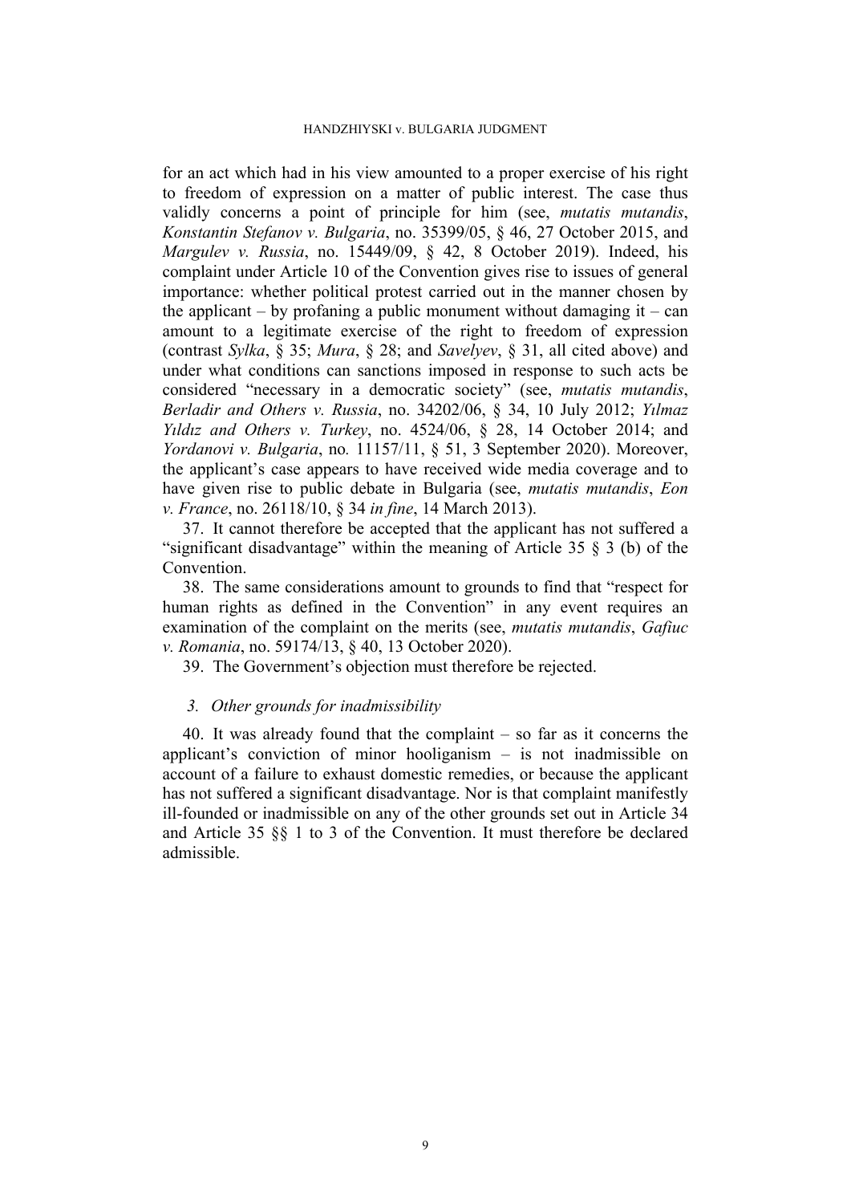for an act which had in his view amounted to a proper exercise of his right to freedom of expression on a matter of public interest. The case thus validly concerns a point of principle for him (see, *mutatis mutandis*, *Konstantin Stefanov v. Bulgaria*, no. 35399/05, § 46, 27 October 2015, and *Margulev v. Russia*, no. 15449/09, § 42, 8 October 2019). Indeed, his complaint under Article 10 of the Convention gives rise to issues of general importance: whether political protest carried out in the manner chosen by the applicant – by profaning a public monument without damaging it – can amount to a legitimate exercise of the right to freedom of expression (contrast *Sylka*, § 35; *Mura*, § 28; and *Savelyev*, § 31, all cited above) and under what conditions can sanctions imposed in response to such acts be considered "necessary in a democratic society" (see, *mutatis mutandis*, *Berladir and Others v. Russia*, no. 34202/06, § 34, 10 July 2012; *Yılmaz Yıldız and Others v. Turkey*, no. 4524/06, § 28, 14 October 2014; and *Yordanovi v. Bulgaria*, no. 11157/11, § 51, 3 September 2020). Moreover, the applicant's case appears to have received wide media coverage and to have given rise to public debate in Bulgaria (see, *mutatis mutandis*, *Eon v. France*, no. 26118/10, § 34 *in fine*, 14 March 2013).

37. It cannot therefore be accepted that the applicant has not suffered a "significant disadvantage" within the meaning of Article 35 § 3 (b) of the Convention.

38. The same considerations amount to grounds to find that "respect for human rights as defined in the Convention" in any event requires an examination of the complaint on the merits (see, *mutatis mutandis*, *Gafiuc v. Romania*, no. 59174/13, § 40, 13 October 2020).

39. The Government's objection must therefore be rejected.

### *3. Other grounds for inadmissibility*

40. It was already found that the complaint – so far as it concerns the applicant's conviction of minor hooliganism – is not inadmissible on account of a failure to exhaust domestic remedies, or because the applicant has not suffered a significant disadvantage. Nor is that complaint manifestly ill-founded or inadmissible on any of the other grounds set out in Article 34 and Article 35 §§ 1 to 3 of the Convention. It must therefore be declared admissible.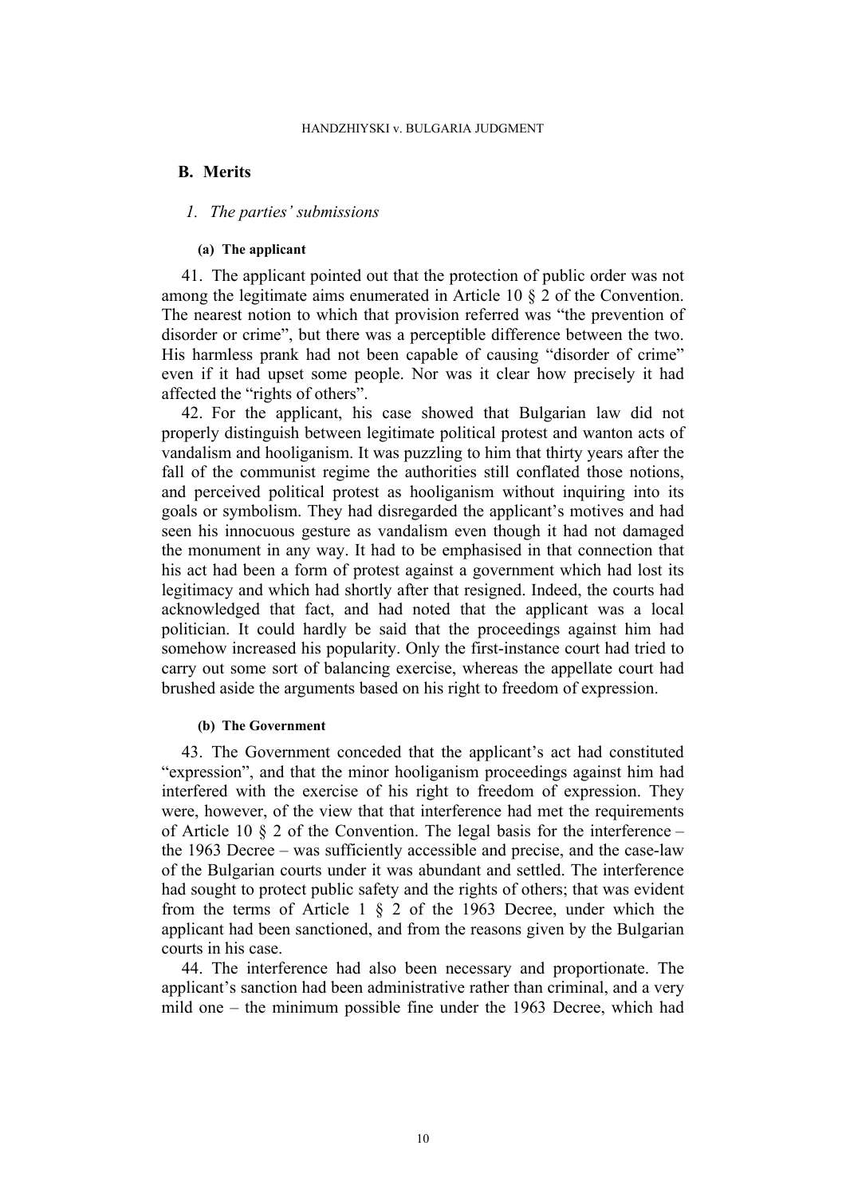## B. Merits

### 1. *The parties' submissions*

#### (a) The applicant

41. The applicant pointed out that the protection of public order was not among the legitimate aims enumerated in Article 10 § 2 of the Convention. The nearest notion to which that provision referred was "the prevention of disorder or crime", but there was a perceptible difference between the two. His harmless prank had not been capable of causing "disorder of crime" even if it had upset some people. Nor was it clear how precisely it had affected the "rights of others".

42. For the applicant, his case showed that Bulgarian law did not properly distinguish between legitimate political protest and wanton acts of vandalism and hooliganism. It was puzzling to him that thirty years after the fall of the communist regime the authorities still conflated those notions, and perceived political protest as hooliganism without inquiring into its goals or symbolism. They had disregarded the applicant's motives and had seen his innocuous gesture as vandalism even though it had not damaged the monument in any way. It had to be emphasised in that connection that his act had been a form of protest against a government which had lost its legitimacy and which had shortly after that resigned. Indeed, the courts had acknowledged that fact, and had noted that the applicant was a local politician. It could hardly be said that the proceedings against him had somehow increased his popularity. Only the first-instance court had tried to carry out some sort of balancing exercise, whereas the appellate court had brushed aside the arguments based on his right to freedom of expression.

#### (b) The Government

43. The Government conceded that the applicant's act had constituted "expression", and that the minor hooliganism proceedings against him had interfered with the exercise of his right to freedom of expression. They were, however, of the view that that interference had met the requirements of Article 10 § 2 of the Convention. The legal basis for the interference – the 1963 Decree – was sufficiently accessible and precise, and the case-law of the Bulgarian courts under it was abundant and settled. The interference had sought to protect public safety and the rights of others; that was evident from the terms of Article 1 § 2 of the 1963 Decree, under which the applicant had been sanctioned, and from the reasons given by the Bulgarian courts in his case.

44. The interference had also been necessary and proportionate. The applicant's sanction had been administrative rather than criminal, and a very mild one – the minimum possible fine under the 1963 Decree, which had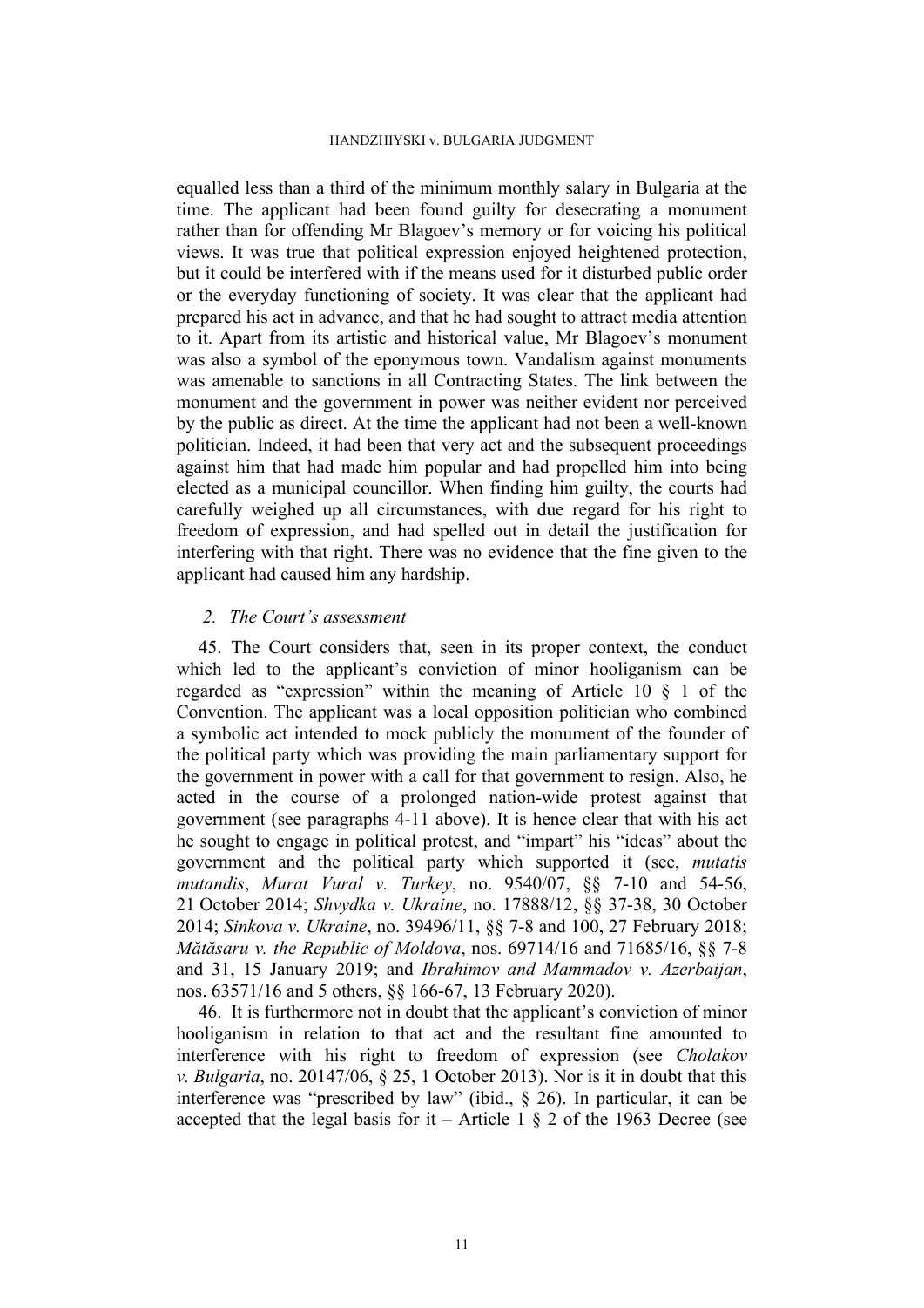equalled less than a third of the minimum monthly salary in Bulgaria at the time. The applicant had been found guilty for desecrating a monument rather than for offending Mr Blagoev's memory or for voicing his political views. It was true that political expression enjoyed heightened protection, but it could be interfered with if the means used for it disturbed public order or the everyday functioning of society. It was clear that the applicant had prepared his act in advance, and that he had sought to attract media attention to it. Apart from its artistic and historical value, Mr Blagoev's monument was also a symbol of the eponymous town. Vandalism against monuments was amenable to sanctions in all Contracting States. The link between the monument and the government in power was neither evident nor perceived by the public as direct. At the time the applicant had not been a well-known politician. Indeed, it had been that very act and the subsequent proceedings against him that had made him popular and had propelled him into being elected as a municipal councillor. When finding him guilty, the courts had carefully weighed up all circumstances, with due regard for his right to freedom of expression, and had spelled out in detail the justification for interfering with that right. There was no evidence that the fine given to the applicant had caused him any hardship.

### *2. The Court's assessment*

45. The Court considers that, seen in its proper context, the conduct which led to the applicant's conviction of minor hooliganism can be regarded as "expression" within the meaning of Article 10 § 1 of the Convention. The applicant was a local opposition politician who combined a symbolic act intended to mock publicly the monument of the founder of the political party which was providing the main parliamentary support for the government in power with a call for that government to resign. Also, he acted in the course of a prolonged nation-wide protest against that government (see paragraphs 4-11 above). It is hence clear that with his act he sought to engage in political protest, and "impart" his "ideas" about the government and the political party which supported it (see, *mutatis mutandis*, *Murat Vural v. Turkey*, no. 9540/07, §§ 7-10 and 54-56, 21 October 2014; *Shvydka v. Ukraine*, no. 17888/12, §§ 37-38, 30 October 2014; *Sinkova v. Ukraine*, no. 39496/11, §§ 7-8 and 100, 27 February 2018; *Mătăsaru v. the Republic of Moldova*, nos. 69714/16 and 71685/16, §§ 7-8 and 31, 15 January 2019; and *Ibrahimov and Mammadov v. Azerbaijan*, nos. 63571/16 and 5 others, §§ 166-67, 13 February 2020).

46. It is furthermore not in doubt that the applicant's conviction of minor hooliganism in relation to that act and the resultant fine amounted to interference with his right to freedom of expression (see *Cholakov v. Bulgaria*, no. 20147/06, § 25, 1 October 2013). Nor is it in doubt that this interference was "prescribed by law" (ibid., § 26). In particular, it can be accepted that the legal basis for it – Article 1 § 2 of the 1963 Decree (see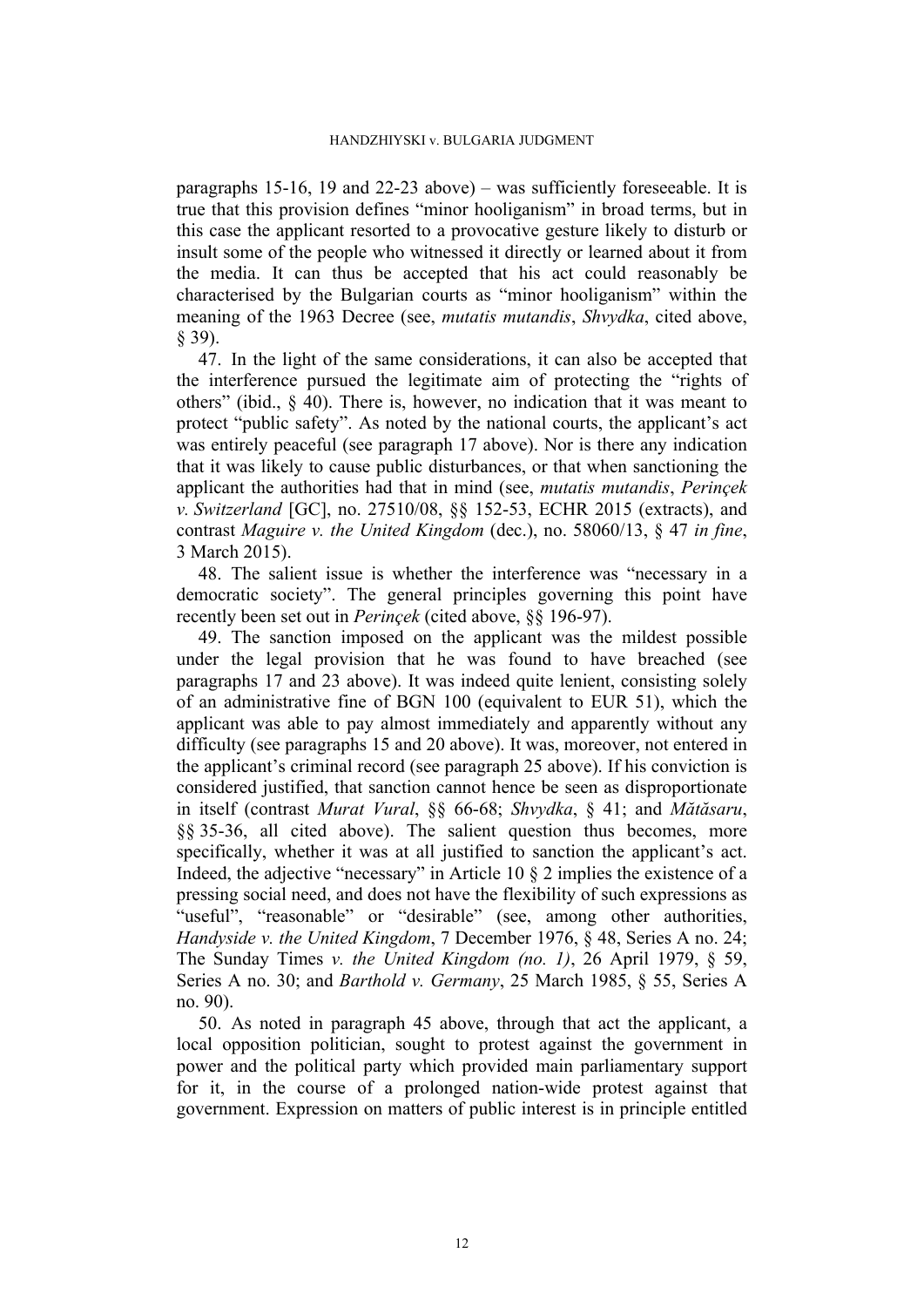paragraphs 15-16, 19 and 22-23 above) – was sufficiently foreseeable. It is true that this provision defines "minor hooliganism" in broad terms, but in this case the applicant resorted to a provocative gesture likely to disturb or insult some of the people who witnessed it directly or learned about it from the media. It can thus be accepted that his act could reasonably be characterised by the Bulgarian courts as "minor hooliganism" within the meaning of the 1963 Decree (see, *mutatis mutandis*, *Shvydka*, cited above, § 39).

47. In the light of the same considerations, it can also be accepted that the interference pursued the legitimate aim of protecting the "rights of others" (ibid., § 40). There is, however, no indication that it was meant to protect "public safety". As noted by the national courts, the applicant's act was entirely peaceful (see paragraph 17 above). Nor is there any indication that it was likely to cause public disturbances, or that when sanctioning the applicant the authorities had that in mind (see, *mutatis mutandis*, *Perinçek v. Switzerland* [GC], no. 27510/08, §§ 152-53, ECHR 2015 (extracts), and contrast *Maguire v. the United Kingdom* (dec.), no. 58060/13, § 47 *in fine*, 3 March 2015).

48. The salient issue is whether the interference was "necessary in a democratic society". The general principles governing this point have recently been set out in *Perinçek* (cited above, §§ 196-97).

49. The sanction imposed on the applicant was the mildest possible under the legal provision that he was found to have breached (see paragraphs 17 and 23 above). It was indeed quite lenient, consisting solely of an administrative fine of BGN 100 (equivalent to EUR 51), which the applicant was able to pay almost immediately and apparently without any difficulty (see paragraphs 15 and 20 above). It was, moreover, not entered in the applicant's criminal record (see paragraph 25 above). If his conviction is considered justified, that sanction cannot hence be seen as disproportionate in itself (contrast *Murat Vural*, §§ 66-68; *Shvydka*, § 41; and *Mătăsaru*, §§ 35-36, all cited above). The salient question thus becomes, more specifically, whether it was at all justified to sanction the applicant's act. Indeed, the adjective "necessary" in Article 10 § 2 implies the existence of a pressing social need, and does not have the flexibility of such expressions as "useful", "reasonable" or "desirable" (see, among other authorities, *Handyside v. the United Kingdom*, 7 December 1976, § 48, Series A no. 24; The Sunday Times *v. the United Kingdom (no. 1)*, 26 April 1979, § 59, Series A no. 30; and *Barthold v. Germany*, 25 March 1985, § 55, Series A no. 90).

50. As noted in paragraph 45 above, through that act the applicant, a local opposition politician, sought to protest against the government in power and the political party which provided main parliamentary support for it, in the course of a prolonged nation-wide protest against that government. Expression on matters of public interest is in principle entitled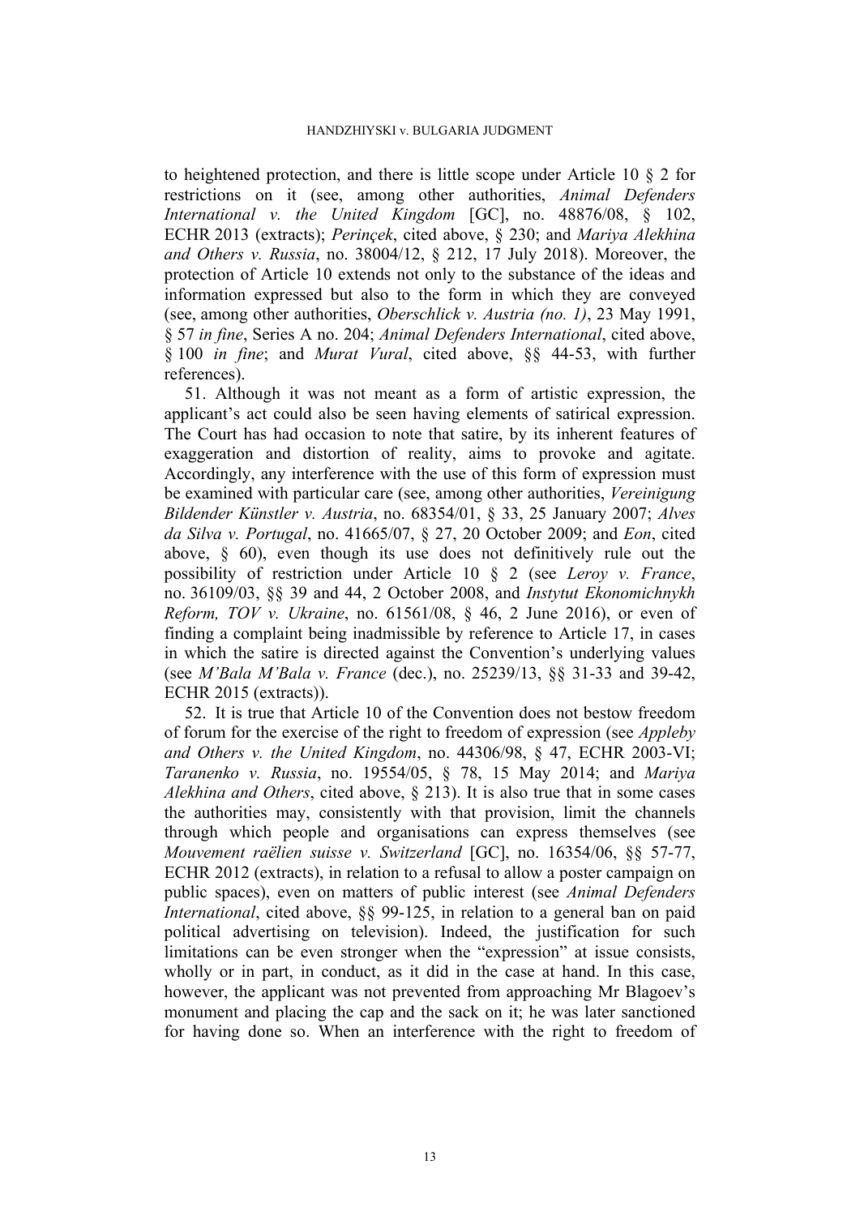to heightened protection, and there is little scope under Article 10 § 2 for restrictions on it (see, among other authorities, *Animal Defenders International v. the United Kingdom* [GC], no. 48876/08, § 102, ECHR 2013 (extracts); *Perinçek*, cited above, § 230; and *Mariya Alekhina and Others v. Russia*, no. 38004/12, § 212, 17 July 2018). Moreover, the protection of Article 10 extends not only to the substance of the ideas and information expressed but also to the form in which they are conveyed (see, among other authorities, *Oberschlick v. Austria (no. 1)*, 23 May 1991, § 57 *in fine*, Series A no. 204; *Animal Defenders International*, cited above, § 100 *in fine*; and *Murat Vural*, cited above, §§ 44-53, with further references).

51. Although it was not meant as a form of artistic expression, the applicant's act could also be seen having elements of satirical expression. The Court has had occasion to note that satire, by its inherent features of exaggeration and distortion of reality, aims to provoke and agitate. Accordingly, any interference with the use of this form of expression must be examined with particular care (see, among other authorities, *Vereinigung Bildender Künstler v. Austria*, no. 68354/01, § 33, 25 January 2007; *Alves da Silva v. Portugal*, no. 41665/07, § 27, 20 October 2009; and *Eon*, cited above, § 60), even though its use does not definitively rule out the possibility of restriction under Article 10 § 2 (see *Leroy v. France*, no. 36109/03, §§ 39 and 44, 2 October 2008, and *Instytut Ekonomichnykh Reform, TOV v. Ukraine*, no. 61561/08, § 46, 2 June 2016), or even of finding a complaint being inadmissible by reference to Article 17, in cases in which the satire is directed against the Convention's underlying values (see *M'Bala M'Bala v. France* (dec.), no. 25239/13, §§ 31-33 and 39-42, ECHR 2015 (extracts)).

52. It is true that Article 10 of the Convention does not bestow freedom of forum for the exercise of the right to freedom of expression (see *Appleby and Others v. the United Kingdom*, no. 44306/98, § 47, ECHR 2003-VI; *Taranenko v. Russia*, no. 19554/05, § 78, 15 May 2014; and *Mariya Alekhina and Others*, cited above, § 213). It is also true that in some cases the authorities may, consistently with that provision, limit the channels through which people and organisations can express themselves (see *Mouvement raëlien suisse v. Switzerland* [GC], no. 16354/06, §§ 57-77, ECHR 2012 (extracts), in relation to a refusal to allow a poster campaign on public spaces), even on matters of public interest (see *Animal Defenders International*, cited above, §§ 99-125, in relation to a general ban on paid political advertising on television). Indeed, the justification for such limitations can be even stronger when the "expression" at issue consists, wholly or in part, in conduct, as it did in the case at hand. In this case, however, the applicant was not prevented from approaching Mr Blagoev's monument and placing the cap and the sack on it; he was later sanctioned for having done so. When an interference with the right to freedom of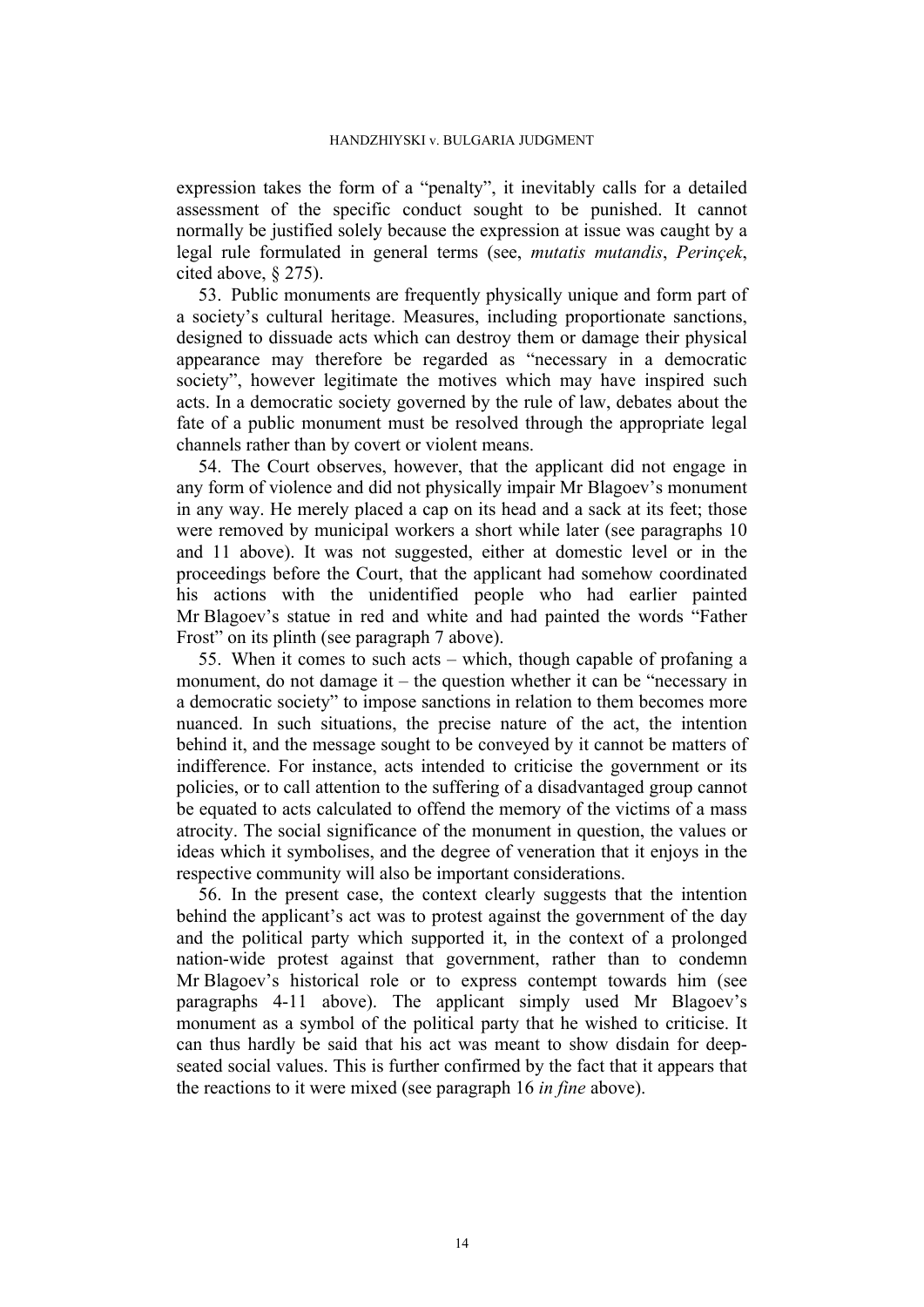expression takes the form of a "penalty", it inevitably calls for a detailed assessment of the specific conduct sought to be punished. It cannot normally be justified solely because the expression at issue was caught by a legal rule formulated in general terms (see, *mutatis mutandis*, *Perinçek*, cited above, § 275).

53. Public monuments are frequently physically unique and form part of a society's cultural heritage. Measures, including proportionate sanctions, designed to dissuade acts which can destroy them or damage their physical appearance may therefore be regarded as "necessary in a democratic society", however legitimate the motives which may have inspired such acts. In a democratic society governed by the rule of law, debates about the fate of a public monument must be resolved through the appropriate legal channels rather than by covert or violent means.

54. The Court observes, however, that the applicant did not engage in any form of violence and did not physically impair Mr Blagoev's monument in any way. He merely placed a cap on its head and a sack at its feet; those were removed by municipal workers a short while later (see paragraphs 10 and 11 above). It was not suggested, either at domestic level or in the proceedings before the Court, that the applicant had somehow coordinated his actions with the unidentified people who had earlier painted Mr Blagoev's statue in red and white and had painted the words "Father Frost" on its plinth (see paragraph 7 above).

55. When it comes to such acts – which, though capable of profaning a monument, do not damage it – the question whether it can be "necessary in a democratic society" to impose sanctions in relation to them becomes more nuanced. In such situations, the precise nature of the act, the intention behind it, and the message sought to be conveyed by it cannot be matters of indifference. For instance, acts intended to criticise the government or its policies, or to call attention to the suffering of a disadvantaged group cannot be equated to acts calculated to offend the memory of the victims of a mass atrocity. The social significance of the monument in question, the values or ideas which it symbolises, and the degree of veneration that it enjoys in the respective community will also be important considerations.

56. In the present case, the context clearly suggests that the intention behind the applicant's act was to protest against the government of the day and the political party which supported it, in the context of a prolonged nation-wide protest against that government, rather than to condemn Mr Blagoev's historical role or to express contempt towards him (see paragraphs 4-11 above). The applicant simply used Mr Blagoev's monument as a symbol of the political party that he wished to criticise. It can thus hardly be said that his act was meant to show disdain for deep-seated social values. This is further confirmed by the fact that it appears that the reactions to it were mixed (see paragraph 16 *in fine* above).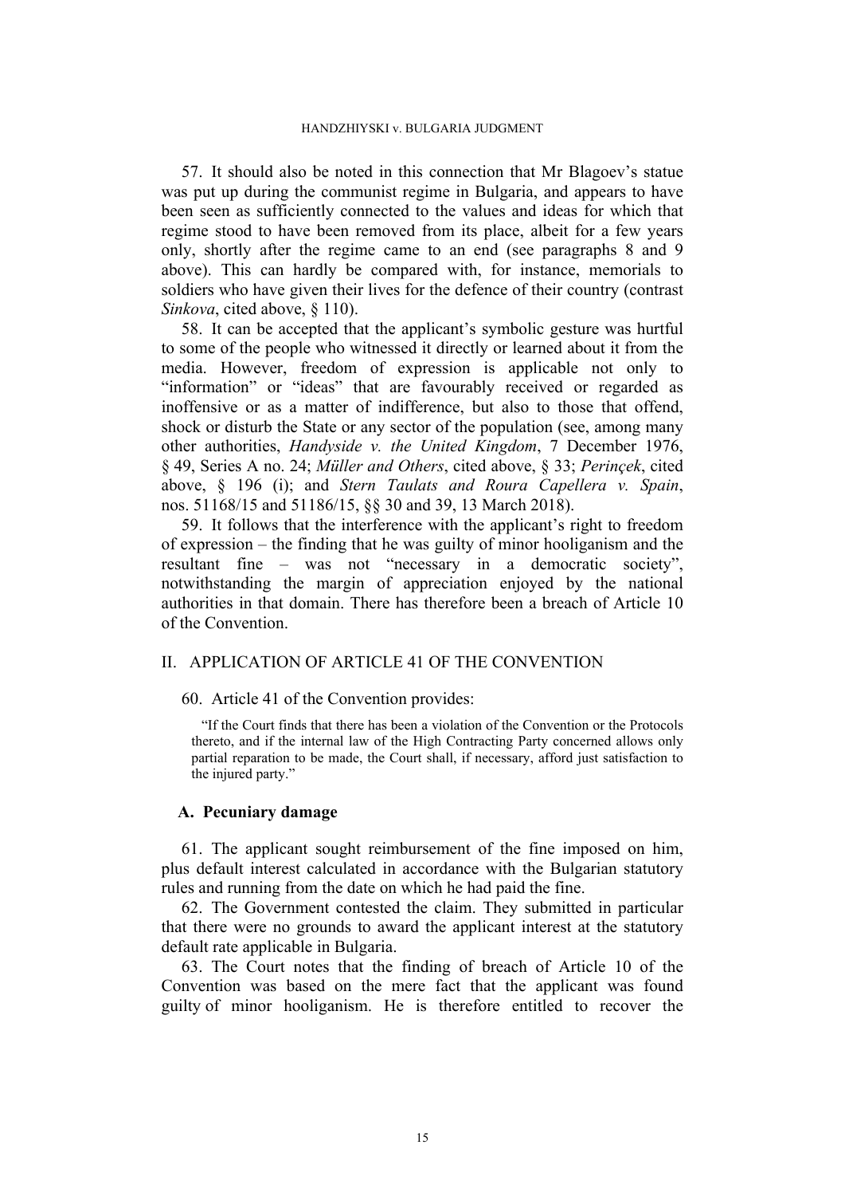57. It should also be noted in this connection that Mr Blagoev's statue was put up during the communist regime in Bulgaria, and appears to have been seen as sufficiently connected to the values and ideas for which that regime stood to have been removed from its place, albeit for a few years only, shortly after the regime came to an end (see paragraphs 8 and 9 above). This can hardly be compared with, for instance, memorials to soldiers who have given their lives for the defence of their country (contrast *Sinkova*, cited above, § 110).

58. It can be accepted that the applicant's symbolic gesture was hurtful to some of the people who witnessed it directly or learned about it from the media. However, freedom of expression is applicable not only to "information" or "ideas" that are favourably received or regarded as inoffensive or as a matter of indifference, but also to those that offend, shock or disturb the State or any sector of the population (see, among many other authorities, *Handyside v. the United Kingdom*, 7 December 1976, § 49, Series A no. 24; *Müller and Others*, cited above, § 33; *Perinçek*, cited above, § 196 (i); and *Stern Taulats and Roura Capellera v. Spain*, nos. 51168/15 and 51186/15, §§ 30 and 39, 13 March 2018).

59. It follows that the interference with the applicant's right to freedom of expression – the finding that he was guilty of minor hooliganism and the resultant fine – was not "necessary in a democratic society", notwithstanding the margin of appreciation enjoyed by the national authorities in that domain. There has therefore been a breach of Article 10 of the Convention.

## II. APPLICATION OF ARTICLE 41 OF THE CONVENTION

60. Article 41 of the Convention provides:

> "If the Court finds that there has been a violation of the Convention or the Protocols thereto, and if the internal law of the High Contracting Party concerned allows only partial reparation to be made, the Court shall, if necessary, afford just satisfaction to the injured party."

### A. Pecuniary damage

61. The applicant sought reimbursement of the fine imposed on him, plus default interest calculated in accordance with the Bulgarian statutory rules and running from the date on which he had paid the fine.

62. The Government contested the claim. They submitted in particular that there were no grounds to award the applicant interest at the statutory default rate applicable in Bulgaria.

63. The Court notes that the finding of breach of Article 10 of the Convention was based on the mere fact that the applicant was found guilty of minor hooliganism. He is therefore entitled to recover the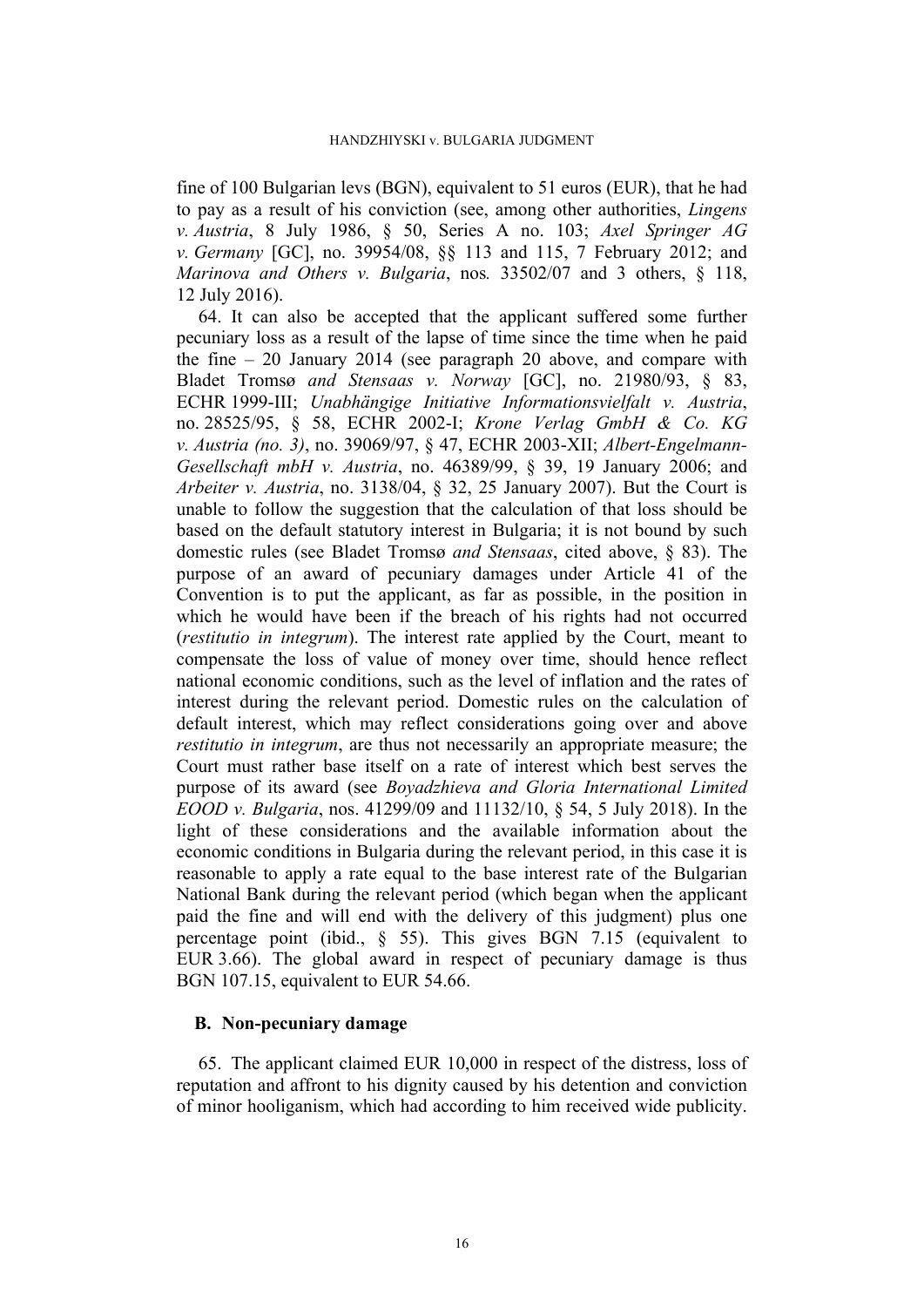fine of 100 Bulgarian levs (BGN), equivalent to 51 euros (EUR), that he had to pay as a result of his conviction (see, among other authorities, *Lingens v. Austria*, 8 July 1986, § 50, Series A no. 103; *Axel Springer AG v. Germany* [GC], no. 39954/08, §§ 113 and 115, 7 February 2012; and *Marinova and Others v. Bulgaria*, nos. 33502/07 and 3 others, § 118, 12 July 2016).

64. It can also be accepted that the applicant suffered some further pecuniary loss as a result of the lapse of time since the time when he paid the fine – 20 January 2014 (see paragraph 20 above, and compare with Bladet Tromsø *and Stensaas v. Norway* [GC], no. 21980/93, § 83, ECHR 1999-III; *Unabhängige Initiative Informationsvielfalt v. Austria*, no. 28525/95, § 58, ECHR 2002-I; *Krone Verlag GmbH & Co. KG v. Austria (no. 3)*, no. 39069/97, § 47, ECHR 2003-XII; *Albert-Engelmann-Gesellschaft mbH v. Austria*, no. 46389/99, § 39, 19 January 2006; and *Arbeiter v. Austria*, no. 3138/04, § 32, 25 January 2007). But the Court is unable to follow the suggestion that the calculation of that loss should be based on the default statutory interest in Bulgaria; it is not bound by such domestic rules (see Bladet Tromsø *and Stensaas*, cited above, § 83). The purpose of an award of pecuniary damages under Article 41 of the Convention is to put the applicant, as far as possible, in the position in which he would have been if the breach of his rights had not occurred (*restitutio in integrum*). The interest rate applied by the Court, meant to compensate the loss of value of money over time, should hence reflect national economic conditions, such as the level of inflation and the rates of interest during the relevant period. Domestic rules on the calculation of default interest, which may reflect considerations going over and above *restitutio in integrum*, are thus not necessarily an appropriate measure; the Court must rather base itself on a rate of interest which best serves the purpose of its award (see *Boyadzhieva and Gloria International Limited EOOD v. Bulgaria*, nos. 41299/09 and 11132/10, § 54, 5 July 2018). In the light of these considerations and the available information about the economic conditions in Bulgaria during the relevant period, in this case it is reasonable to apply a rate equal to the base interest rate of the Bulgarian National Bank during the relevant period (which began when the applicant paid the fine and will end with the delivery of this judgment) plus one percentage point (ibid., § 55). This gives BGN 7.15 (equivalent to EUR 3.66). The global award in respect of pecuniary damage is thus BGN 107.15, equivalent to EUR 54.66.

## B. Non-pecuniary damage

65. The applicant claimed EUR 10,000 in respect of the distress, loss of reputation and affront to his dignity caused by his detention and conviction of minor hooliganism, which had according to him received wide publicity.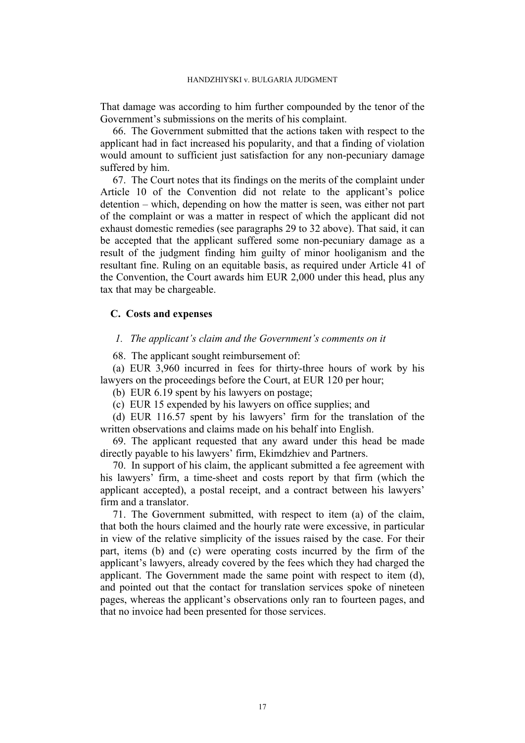That damage was according to him further compounded by the tenor of the Government's submissions on the merits of his complaint.

66. The Government submitted that the actions taken with respect to the applicant had in fact increased his popularity, and that a finding of violation would amount to sufficient just satisfaction for any non-pecuniary damage suffered by him.

67. The Court notes that its findings on the merits of the complaint under Article 10 of the Convention did not relate to the applicant's police detention – which, depending on how the matter is seen, was either not part of the complaint or was a matter in respect of which the applicant did not exhaust domestic remedies (see paragraphs 29 to 32 above). That said, it can be accepted that the applicant suffered some non-pecuniary damage as a result of the judgment finding him guilty of minor hooliganism and the resultant fine. Ruling on an equitable basis, as required under Article 41 of the Convention, the Court awards him EUR 2,000 under this head, plus any tax that may be chargeable.

## C. Costs and expenses

### *1. The applicant's claim and the Government's comments on it*

68. The applicant sought reimbursement of:

(a) EUR 3,960 incurred in fees for thirty-three hours of work by his lawyers on the proceedings before the Court, at EUR 120 per hour;

(b) EUR 6.19 spent by his lawyers on postage;

(c) EUR 15 expended by his lawyers on office supplies; and

(d) EUR 116.57 spent by his lawyers' firm for the translation of the written observations and claims made on his behalf into English.

69. The applicant requested that any award under this head be made directly payable to his lawyers' firm, Ekimdzhiev and Partners.

70. In support of his claim, the applicant submitted a fee agreement with his lawyers' firm, a time-sheet and costs report by that firm (which the applicant accepted), a postal receipt, and a contract between his lawyers' firm and a translator.

71. The Government submitted, with respect to item (a) of the claim, that both the hours claimed and the hourly rate were excessive, in particular in view of the relative simplicity of the issues raised by the case. For their part, items (b) and (c) were operating costs incurred by the firm of the applicant's lawyers, already covered by the fees which they had charged the applicant. The Government made the same point with respect to item (d), and pointed out that the contact for translation services spoke of nineteen pages, whereas the applicant's observations only ran to fourteen pages, and that no invoice had been presented for those services.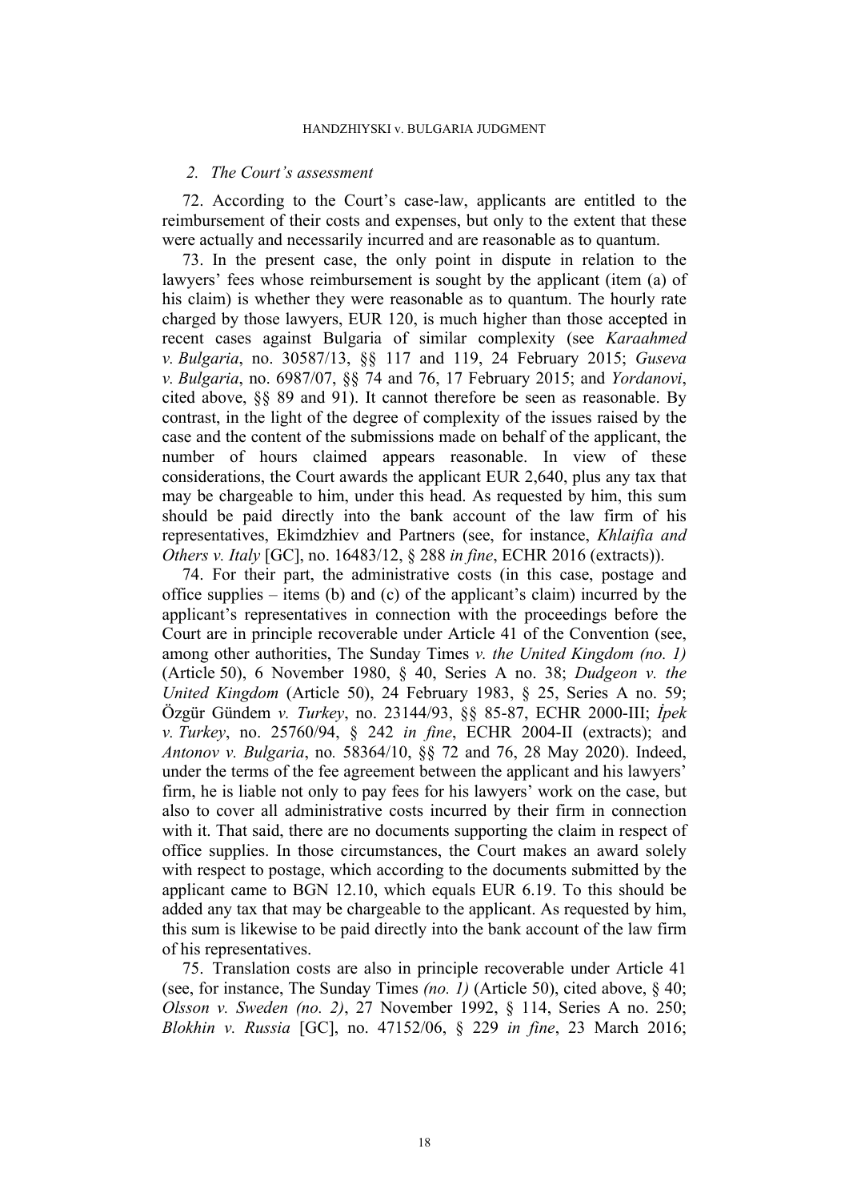### *2. The Court's assessment*

72. According to the Court's case-law, applicants are entitled to the reimbursement of their costs and expenses, but only to the extent that these were actually and necessarily incurred and are reasonable as to quantum.

73. In the present case, the only point in dispute in relation to the lawyers' fees whose reimbursement is sought by the applicant (item (a) of his claim) is whether they were reasonable as to quantum. The hourly rate charged by those lawyers, EUR 120, is much higher than those accepted in recent cases against Bulgaria of similar complexity (see *Karaahmed v. Bulgaria*, no. 30587/13, §§ 117 and 119, 24 February 2015; *Guseva v. Bulgaria*, no. 6987/07, §§ 74 and 76, 17 February 2015; and *Yordanovi*, cited above, §§ 89 and 91). It cannot therefore be seen as reasonable. By contrast, in the light of the degree of complexity of the issues raised by the case and the content of the submissions made on behalf of the applicant, the number of hours claimed appears reasonable. In view of these considerations, the Court awards the applicant EUR 2,640, plus any tax that may be chargeable to him, under this head. As requested by him, this sum should be paid directly into the bank account of the law firm of his representatives, Ekimdzhiev and Partners (see, for instance, *Khlaifia and Others v. Italy* [GC], no. 16483/12, § 288 *in fine*, ECHR 2016 (extracts)).

74. For their part, the administrative costs (in this case, postage and office supplies – items (b) and (c) of the applicant's claim) incurred by the applicant's representatives in connection with the proceedings before the Court are in principle recoverable under Article 41 of the Convention (see, among other authorities, The Sunday Times *v. the United Kingdom (no. 1)* (Article 50), 6 November 1980, § 40, Series A no. 38; *Dudgeon v. the United Kingdom* (Article 50), 24 February 1983, § 25, Series A no. 59; Özgür Gündem *v. Turkey*, no. 23144/93, §§ 85-87, ECHR 2000-III; *İpek v. Turkey*, no. 25760/94, § 242 *in fine*, ECHR 2004-II (extracts); and *Antonov v. Bulgaria*, no. 58364/10, §§ 72 and 76, 28 May 2020). Indeed, under the terms of the fee agreement between the applicant and his lawyers' firm, he is liable not only to pay fees for his lawyers' work on the case, but also to cover all administrative costs incurred by their firm in connection with it. That said, there are no documents supporting the claim in respect of office supplies. In those circumstances, the Court makes an award solely with respect to postage, which according to the documents submitted by the applicant came to BGN 12.10, which equals EUR 6.19. To this should be added any tax that may be chargeable to the applicant. As requested by him, this sum is likewise to be paid directly into the bank account of the law firm of his representatives.

75. Translation costs are also in principle recoverable under Article 41 (see, for instance, The Sunday Times *(no. 1)* (Article 50), cited above, § 40; *Olsson v. Sweden (no. 2)*, 27 November 1992, § 114, Series A no. 250; *Blokhin v. Russia* [GC], no. 47152/06, § 229 *in fine*, 23 March 2016;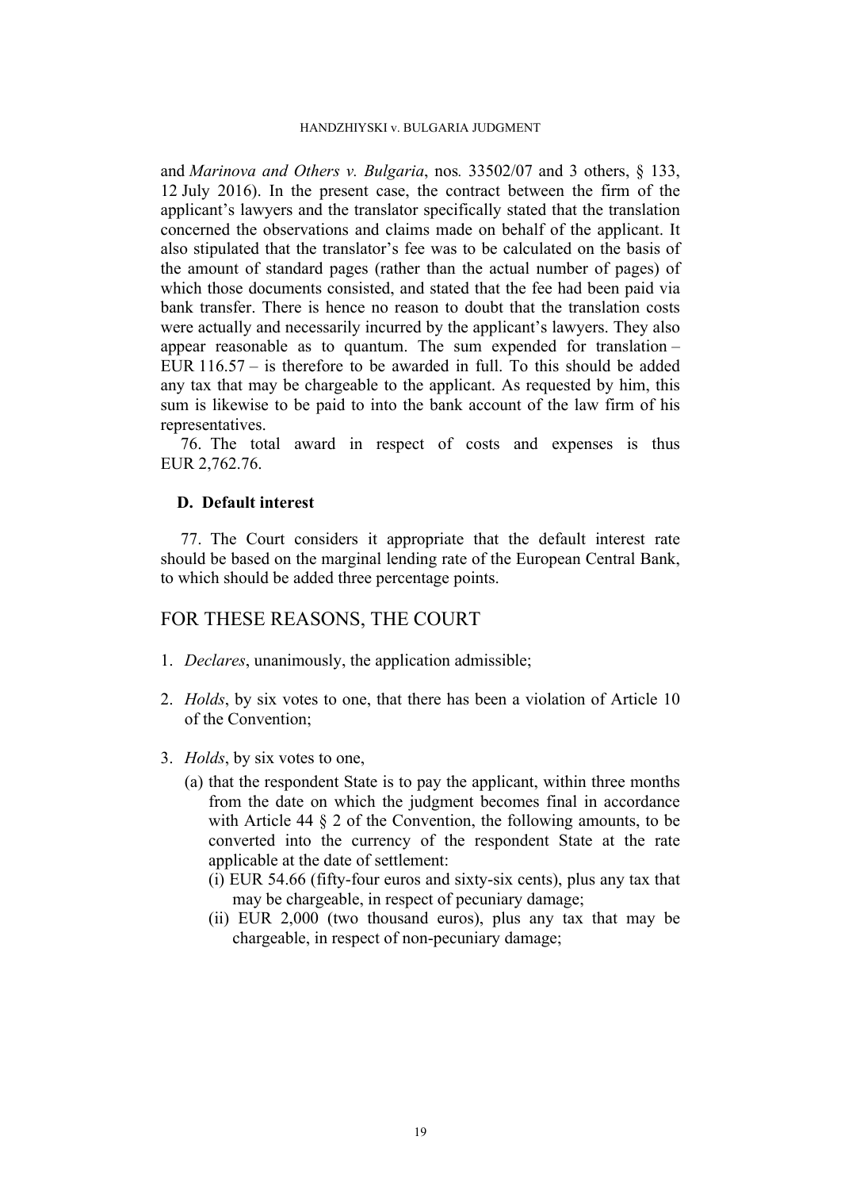and *Marinova and Others v. Bulgaria*, nos*.* 33502/07 and 3 others, § 133, 12 July 2016). In the present case, the contract between the firm of the applicant's lawyers and the translator specifically stated that the translation concerned the observations and claims made on behalf of the applicant. It also stipulated that the translator's fee was to be calculated on the basis of the amount of standard pages (rather than the actual number of pages) of which those documents consisted, and stated that the fee had been paid via bank transfer. There is hence no reason to doubt that the translation costs were actually and necessarily incurred by the applicant's lawyers. They also appear reasonable as to quantum. The sum expended for translation – EUR 116.57 – is therefore to be awarded in full. To this should be added any tax that may be chargeable to the applicant. As requested by him, this sum is likewise to be paid to into the bank account of the law firm of his representatives.

76. The total award in respect of costs and expenses is thus EUR 2,762.76.

### D. Default interest

77. The Court considers it appropriate that the default interest rate should be based on the marginal lending rate of the European Central Bank, to which should be added three percentage points.

## FOR THESE REASONS, THE COURT

1. *Declares*, unanimously, the application admissible;

2. *Holds*, by six votes to one, that there has been a violation of Article 10 of the Convention;

3. *Holds*, by six votes to one,
   (a) that the respondent State is to pay the applicant, within three months from the date on which the judgment becomes final in accordance with Article 44 § 2 of the Convention, the following amounts, to be converted into the currency of the respondent State at the rate applicable at the date of settlement:
      (i) EUR 54.66 (fifty-four euros and sixty-six cents), plus any tax that may be chargeable, in respect of pecuniary damage;
      (ii) EUR 2,000 (two thousand euros), plus any tax that may be chargeable, in respect of non-pecuniary damage;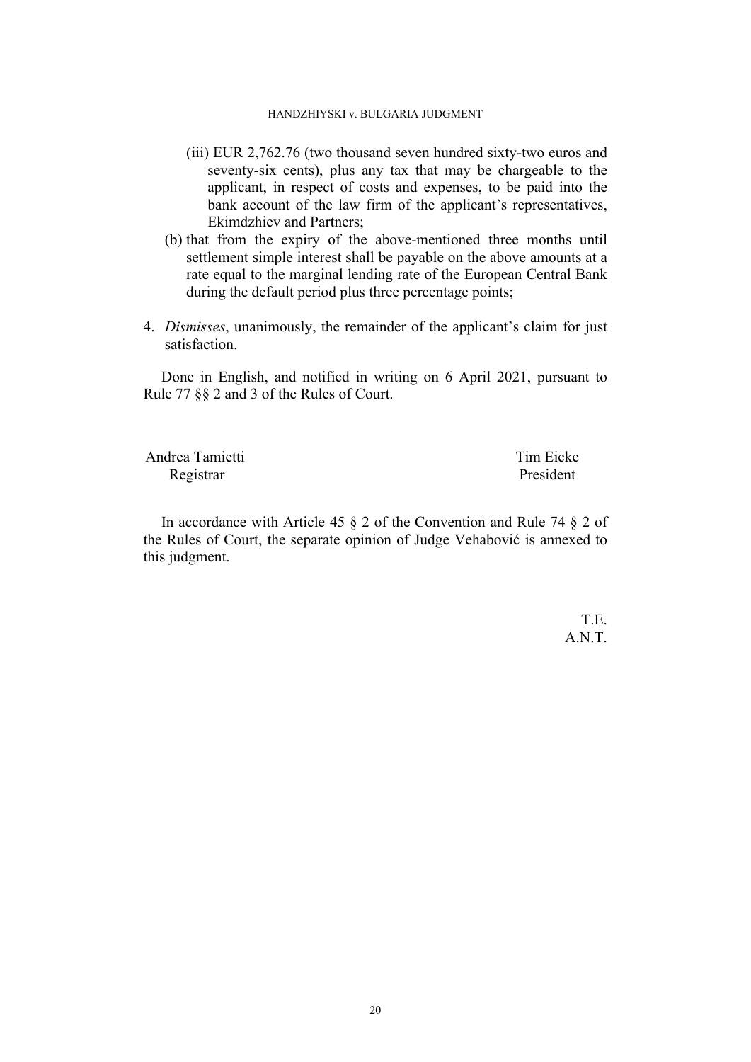(iii) EUR 2,762.76 (two thousand seven hundred sixty-two euros and seventy-six cents), plus any tax that may be chargeable to the applicant, in respect of costs and expenses, to be paid into the bank account of the law firm of the applicant's representatives, Ekimdzhiev and Partners;

(b) that from the expiry of the above-mentioned three months until settlement simple interest shall be payable on the above amounts at a rate equal to the marginal lending rate of the European Central Bank during the default period plus three percentage points;

4. *Dismisses*, unanimously, the remainder of the applicant's claim for just satisfaction.

Done in English, and notified in writing on 6 April 2021, pursuant to Rule 77 §§ 2 and 3 of the Rules of Court.

| Andrea Tamietti | Tim Eicke |
|---|---|
| Registrar | President |

In accordance with Article 45 § 2 of the Convention and Rule 74 § 2 of the Rules of Court, the separate opinion of Judge Vehabović is annexed to this judgment.

T.E.
A.N.T.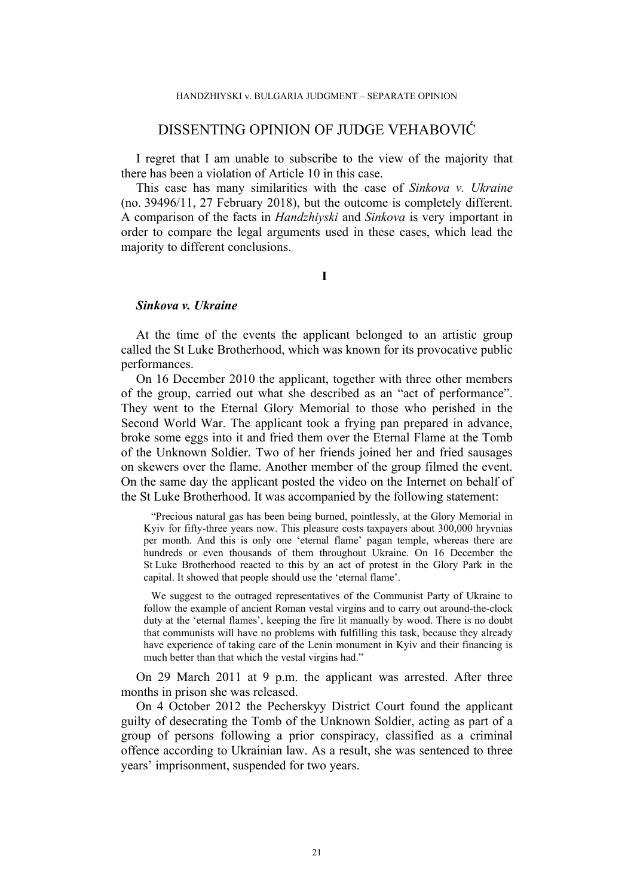# DISSENTING OPINION OF JUDGE VEHABOVIĆ

I regret that I am unable to subscribe to the view of the majority that there has been a violation of Article 10 in this case.

This case has many similarities with the case of *Sinkova v. Ukraine* (no. 39496/11, 27 February 2018), but the outcome is completely different. A comparison of the facts in *Handzhiyski* and *Sinkova* is very important in order to compare the legal arguments used in these cases, which lead the majority to different conclusions.

## I

### *Sinkova v. Ukraine*

At the time of the events the applicant belonged to an artistic group called the St Luke Brotherhood, which was known for its provocative public performances.

On 16 December 2010 the applicant, together with three other members of the group, carried out what she described as an "act of performance". They went to the Eternal Glory Memorial to those who perished in the Second World War. The applicant took a frying pan prepared in advance, broke some eggs into it and fried them over the Eternal Flame at the Tomb of the Unknown Soldier. Two of her friends joined her and fried sausages on skewers over the flame. Another member of the group filmed the event. On the same day the applicant posted the video on the Internet on behalf of the St Luke Brotherhood. It was accompanied by the following statement:

> "Precious natural gas has been being burned, pointlessly, at the Glory Memorial in Kyiv for fifty-three years now. This pleasure costs taxpayers about 300,000 hryvnias per month. And this is only one 'eternal flame' pagan temple, whereas there are hundreds or even thousands of them throughout Ukraine. On 16 December the St Luke Brotherhood reacted to this by an act of protest in the Glory Park in the capital. It showed that people should use the 'eternal flame'.
>
> We suggest to the outraged representatives of the Communist Party of Ukraine to follow the example of ancient Roman vestal virgins and to carry out around-the-clock duty at the 'eternal flames', keeping the fire lit manually by wood. There is no doubt that communists will have no problems with fulfilling this task, because they already have experience of taking care of the Lenin monument in Kyiv and their financing is much better than that which the vestal virgins had."

On 29 March 2011 at 9 p.m. the applicant was arrested. After three months in prison she was released.

On 4 October 2012 the Pecherskyy District Court found the applicant guilty of desecrating the Tomb of the Unknown Soldier, acting as part of a group of persons following a prior conspiracy, classified as a criminal offence according to Ukrainian law. As a result, she was sentenced to three years' imprisonment, suspended for two years.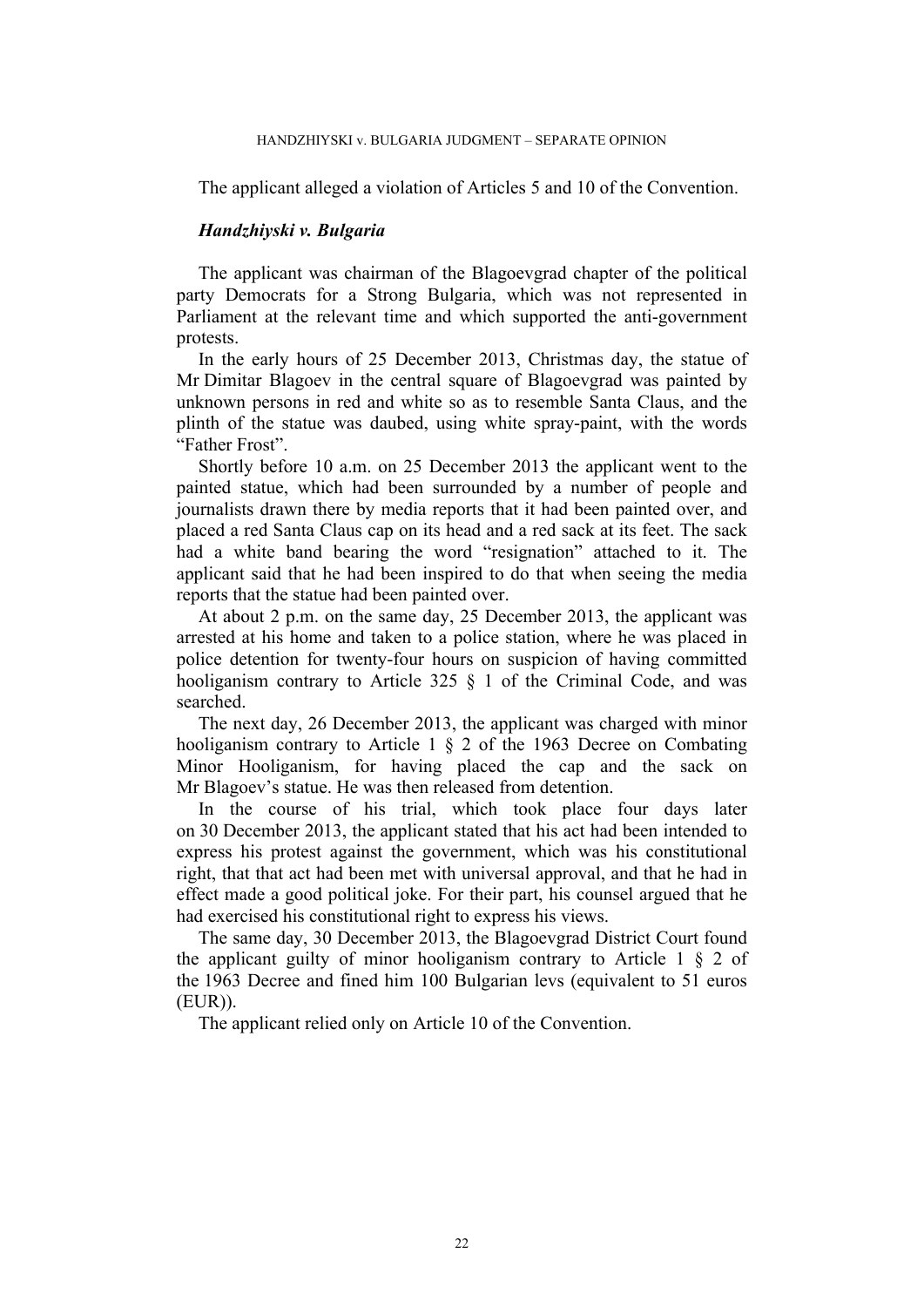The applicant alleged a violation of Articles 5 and 10 of the Convention.

### *Handzhiyski v. Bulgaria*

The applicant was chairman of the Blagoevgrad chapter of the political party Democrats for a Strong Bulgaria, which was not represented in Parliament at the relevant time and which supported the anti-government protests.

In the early hours of 25 December 2013, Christmas day, the statue of Mr Dimitar Blagoev in the central square of Blagoevgrad was painted by unknown persons in red and white so as to resemble Santa Claus, and the plinth of the statue was daubed, using white spray-paint, with the words "Father Frost".

Shortly before 10 a.m. on 25 December 2013 the applicant went to the painted statue, which had been surrounded by a number of people and journalists drawn there by media reports that it had been painted over, and placed a red Santa Claus cap on its head and a red sack at its feet. The sack had a white band bearing the word "resignation" attached to it. The applicant said that he had been inspired to do that when seeing the media reports that the statue had been painted over.

At about 2 p.m. on the same day, 25 December 2013, the applicant was arrested at his home and taken to a police station, where he was placed in police detention for twenty-four hours on suspicion of having committed hooliganism contrary to Article 325 § 1 of the Criminal Code, and was searched.

The next day, 26 December 2013, the applicant was charged with minor hooliganism contrary to Article 1 § 2 of the 1963 Decree on Combating Minor Hooliganism, for having placed the cap and the sack on Mr Blagoev's statue. He was then released from detention.

In the course of his trial, which took place four days later on 30 December 2013, the applicant stated that his act had been intended to express his protest against the government, which was his constitutional right, that that act had been met with universal approval, and that he had in effect made a good political joke. For their part, his counsel argued that he had exercised his constitutional right to express his views.

The same day, 30 December 2013, the Blagoevgrad District Court found the applicant guilty of minor hooliganism contrary to Article 1 § 2 of the 1963 Decree and fined him 100 Bulgarian levs (equivalent to 51 euros (EUR)).

The applicant relied only on Article 10 of the Convention.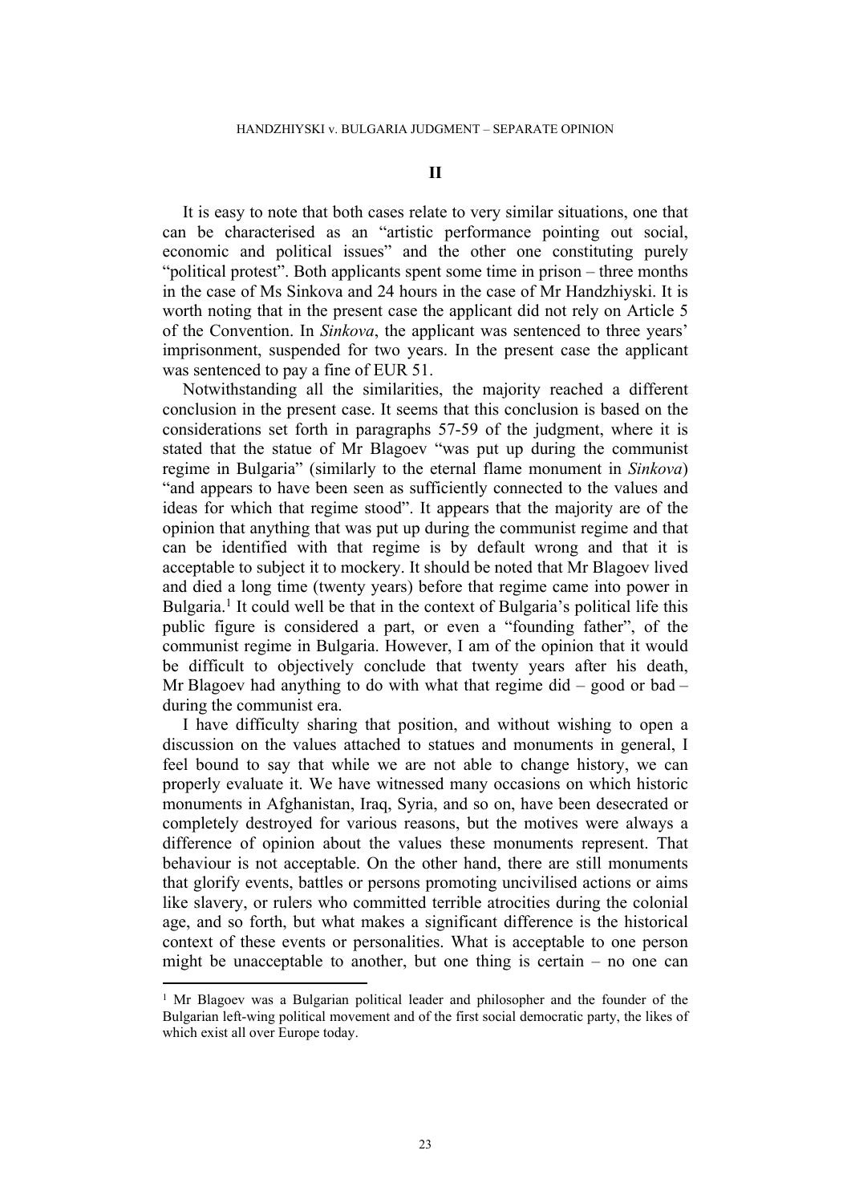## II

It is easy to note that both cases relate to very similar situations, one that can be characterised as an "artistic performance pointing out social, economic and political issues" and the other one constituting purely "political protest". Both applicants spent some time in prison – three months in the case of Ms Sinkova and 24 hours in the case of Mr Handzhiyski. It is worth noting that in the present case the applicant did not rely on Article 5 of the Convention. In *Sinkova*, the applicant was sentenced to three years' imprisonment, suspended for two years. In the present case the applicant was sentenced to pay a fine of EUR 51.

Notwithstanding all the similarities, the majority reached a different conclusion in the present case. It seems that this conclusion is based on the considerations set forth in paragraphs 57-59 of the judgment, where it is stated that the statue of Mr Blagoev "was put up during the communist regime in Bulgaria" (similarly to the eternal flame monument in *Sinkova*) "and appears to have been seen as sufficiently connected to the values and ideas for which that regime stood". It appears that the majority are of the opinion that anything that was put up during the communist regime and that can be identified with that regime is by default wrong and that it is acceptable to subject it to mockery. It should be noted that Mr Blagoev lived and died a long time (twenty years) before that regime came into power in Bulgaria.[1] It could well be that in the context of Bulgaria's political life this public figure is considered a part, or even a "founding father", of the communist regime in Bulgaria. However, I am of the opinion that it would be difficult to objectively conclude that twenty years after his death, Mr Blagoev had anything to do with what that regime did – good or bad – during the communist era.

I have difficulty sharing that position, and without wishing to open a discussion on the values attached to statues and monuments in general, I feel bound to say that while we are not able to change history, we can properly evaluate it. We have witnessed many occasions on which historic monuments in Afghanistan, Iraq, Syria, and so on, have been desecrated or completely destroyed for various reasons, but the motives were always a difference of opinion about the values these monuments represent. That behaviour is not acceptable. On the other hand, there are still monuments that glorify events, battles or persons promoting uncivilised actions or aims like slavery, or rulers who committed terrible atrocities during the colonial age, and so forth, but what makes a significant difference is the historical context of these events or personalities. What is acceptable to one person might be unacceptable to another, but one thing is certain – no one can

---

[1] Mr Blagoev was a Bulgarian political leader and philosopher and the founder of the Bulgarian left-wing political movement and of the first social democratic party, the likes of which exist all over Europe today.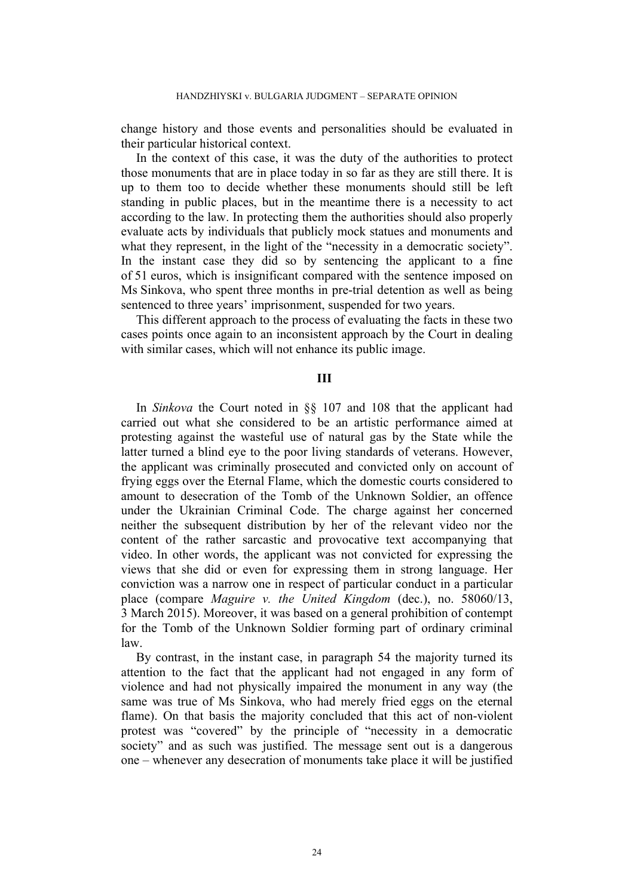change history and those events and personalities should be evaluated in their particular historical context.

In the context of this case, it was the duty of the authorities to protect those monuments that are in place today in so far as they are still there. It is up to them too to decide whether these monuments should still be left standing in public places, but in the meantime there is a necessity to act according to the law. In protecting them the authorities should also properly evaluate acts by individuals that publicly mock statues and monuments and what they represent, in the light of the "necessity in a democratic society". In the instant case they did so by sentencing the applicant to a fine of 51 euros, which is insignificant compared with the sentence imposed on Ms Sinkova, who spent three months in pre-trial detention as well as being sentenced to three years' imprisonment, suspended for two years.

This different approach to the process of evaluating the facts in these two cases points once again to an inconsistent approach by the Court in dealing with similar cases, which will not enhance its public image.

## III

In *Sinkova* the Court noted in §§ 107 and 108 that the applicant had carried out what she considered to be an artistic performance aimed at protesting against the wasteful use of natural gas by the State while the latter turned a blind eye to the poor living standards of veterans. However, the applicant was criminally prosecuted and convicted only on account of frying eggs over the Eternal Flame, which the domestic courts considered to amount to desecration of the Tomb of the Unknown Soldier, an offence under the Ukrainian Criminal Code. The charge against her concerned neither the subsequent distribution by her of the relevant video nor the content of the rather sarcastic and provocative text accompanying that video. In other words, the applicant was not convicted for expressing the views that she did or even for expressing them in strong language. Her conviction was a narrow one in respect of particular conduct in a particular place (compare *Maguire v. the United Kingdom* (dec.), no. 58060/13, 3 March 2015). Moreover, it was based on a general prohibition of contempt for the Tomb of the Unknown Soldier forming part of ordinary criminal law.

By contrast, in the instant case, in paragraph 54 the majority turned its attention to the fact that the applicant had not engaged in any form of violence and had not physically impaired the monument in any way (the same was true of Ms Sinkova, who had merely fried eggs on the eternal flame). On that basis the majority concluded that this act of non-violent protest was "covered" by the principle of "necessity in a democratic society" and as such was justified. The message sent out is a dangerous one – whenever any desecration of monuments take place it will be justified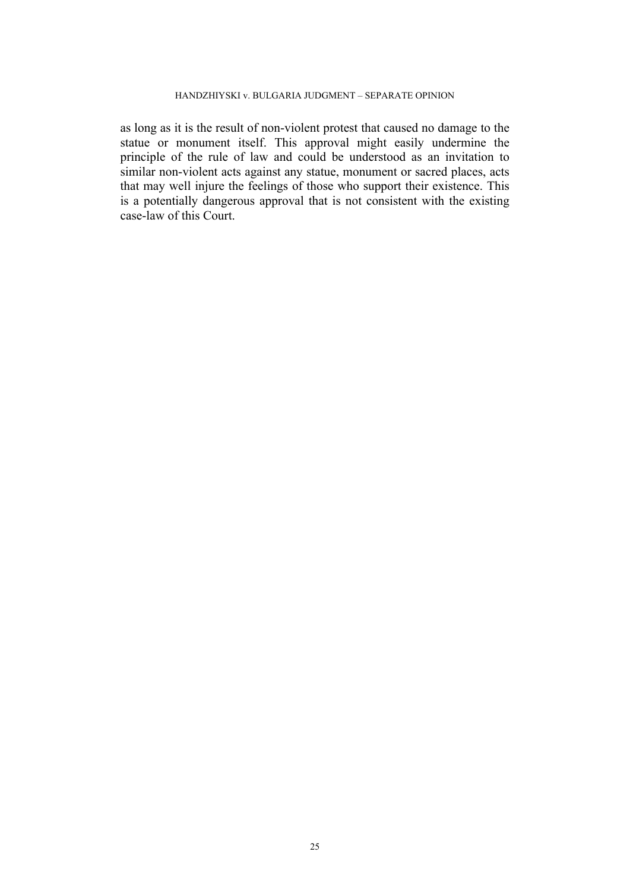as long as it is the result of non-violent protest that caused no damage to the statue or monument itself. This approval might easily undermine the principle of the rule of law and could be understood as an invitation to similar non-violent acts against any statue, monument or sacred places, acts that may well injure the feelings of those who support their existence. This is a potentially dangerous approval that is not consistent with the existing case-law of this Court.